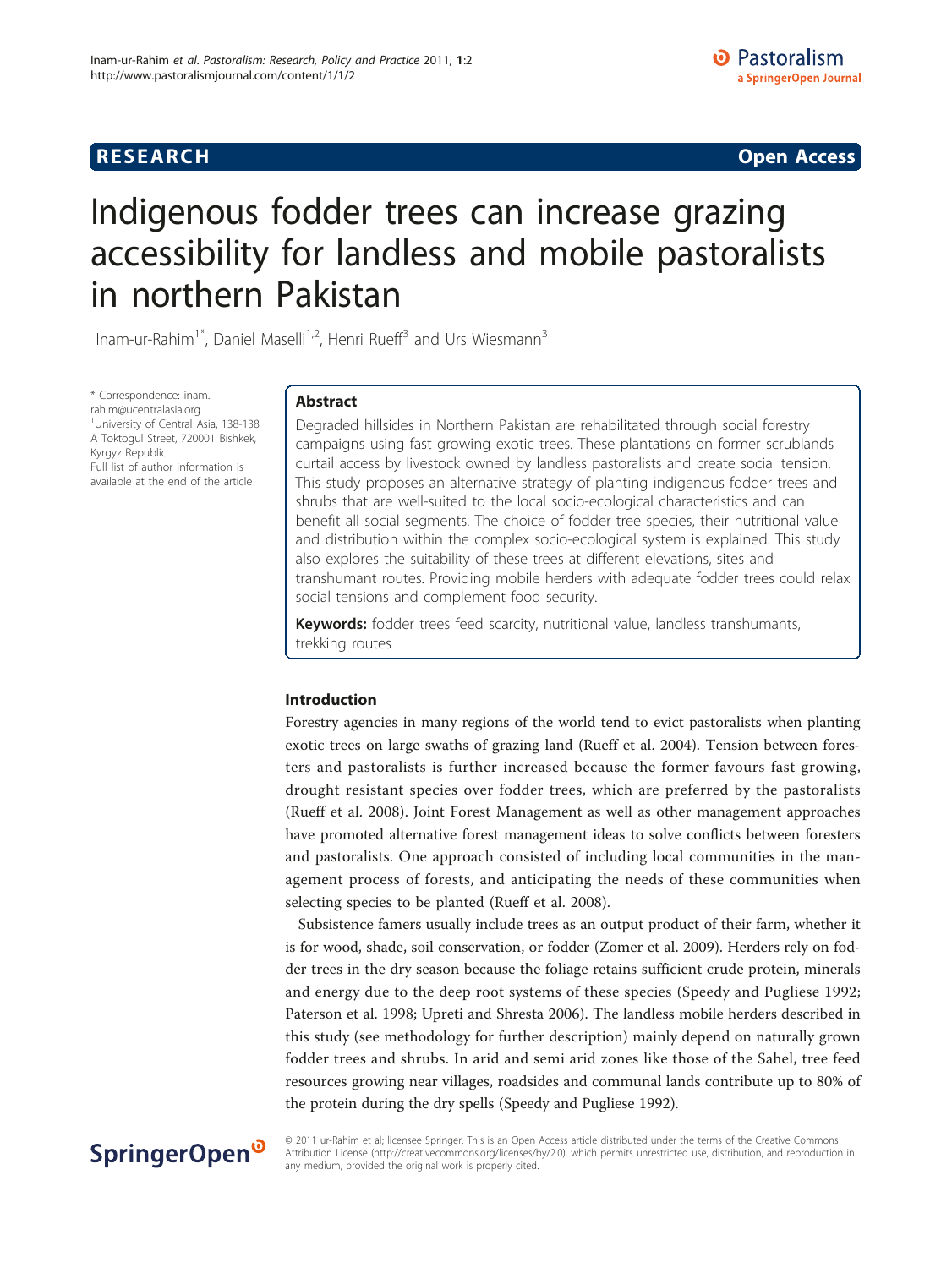RESEARCH Open Access

# Indigenous fodder trees can increase grazing accessibility for landless and mobile pastoralists in northern Pakistan

Inam-ur-Rahim[1*], Daniel Maselli[1,2], Henri Rueff[3] and Urs Wiesmann[3]

\* Correspondence: inam.rahim@ucentralasia.org
[1]University of Central Asia, 138-138 A Toktogul Street, 720001 Bishkek, Kyrgyz Republic
Full list of author information is available at the end of the article

## Abstract

Degraded hillsides in Northern Pakistan are rehabilitated through social forestry campaigns using fast growing exotic trees. These plantations on former scrublands curtail access by livestock owned by landless pastoralists and create social tension. This study proposes an alternative strategy of planting indigenous fodder trees and shrubs that are well-suited to the local socio-ecological characteristics and can benefit all social segments. The choice of fodder tree species, their nutritional value and distribution within the complex socio-ecological system is explained. This study also explores the suitability of these trees at different elevations, sites and transhumant routes. Providing mobile herders with adequate fodder trees could relax social tensions and complement food security.

**Keywords:** fodder trees feed scarcity, nutritional value, landless transhumants, trekking routes

## Introduction

Forestry agencies in many regions of the world tend to evict pastoralists when planting exotic trees on large swaths of grazing land (Rueff et al. 2004). Tension between foresters and pastoralists is further increased because the former favours fast growing, drought resistant species over fodder trees, which are preferred by the pastoralists (Rueff et al. 2008). Joint Forest Management as well as other management approaches have promoted alternative forest management ideas to solve conflicts between foresters and pastoralists. One approach consisted of including local communities in the management process of forests, and anticipating the needs of these communities when selecting species to be planted (Rueff et al. 2008).

Subsistence famers usually include trees as an output product of their farm, whether it is for wood, shade, soil conservation, or fodder (Zomer et al. 2009). Herders rely on fodder trees in the dry season because the foliage retains sufficient crude protein, minerals and energy due to the deep root systems of these species (Speedy and Pugliese 1992; Paterson et al. 1998; Upreti and Shresta 2006). The landless mobile herders described in this study (see methodology for further description) mainly depend on naturally grown fodder trees and shrubs. In arid and semi arid zones like those of the Sahel, tree feed resources growing near villages, roadsides and communal lands contribute up to 80% of the protein during the dry spells (Speedy and Pugliese 1992).

© 2011 ur-Rahim et al; licensee Springer. This is an Open Access article distributed under the terms of the Creative Commons Attribution License (http://creativecommons.org/licenses/by/2.0), which permits unrestricted use, distribution, and reproduction in any medium, provided the original work is properly cited.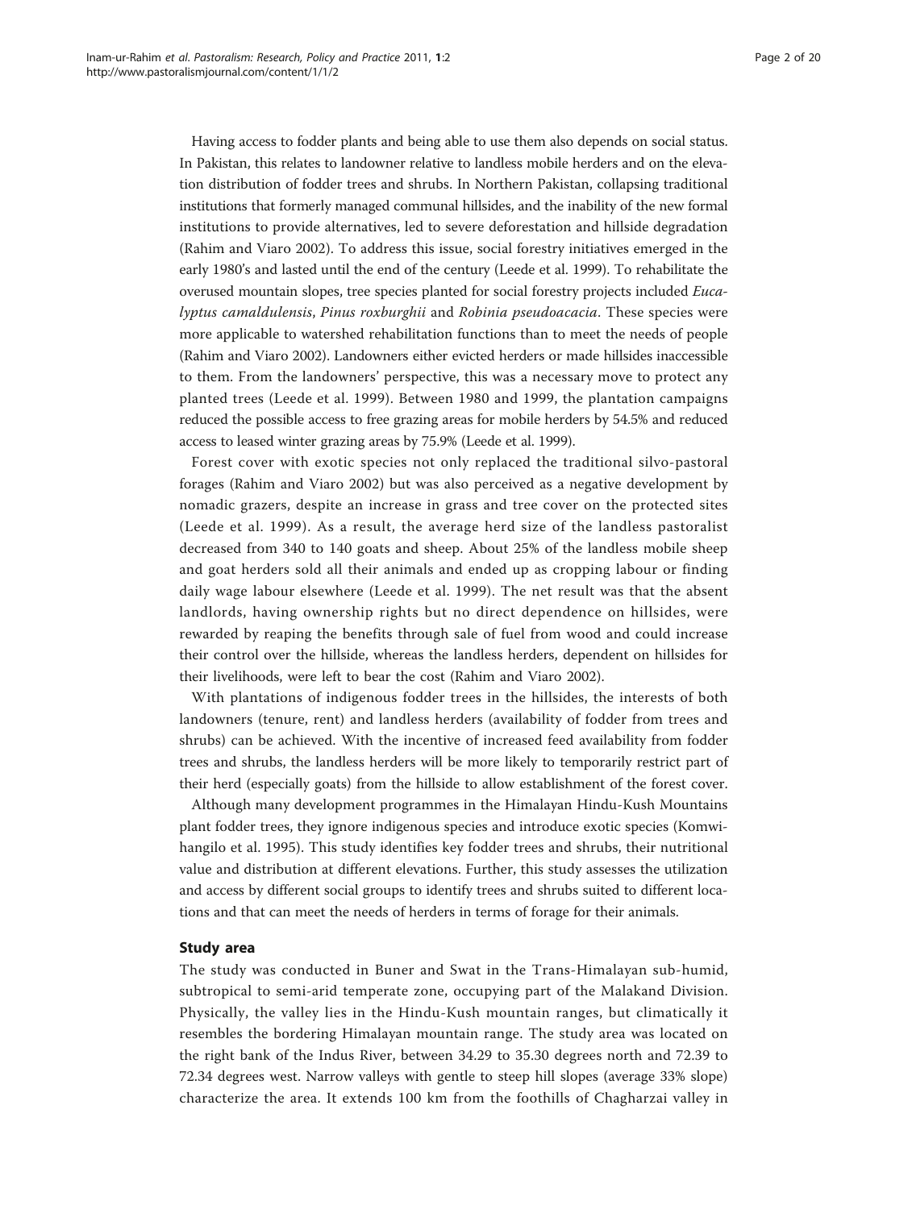Having access to fodder plants and being able to use them also depends on social status. In Pakistan, this relates to landowner relative to landless mobile herders and on the elevation distribution of fodder trees and shrubs. In Northern Pakistan, collapsing traditional institutions that formerly managed communal hillsides, and the inability of the new formal institutions to provide alternatives, led to severe deforestation and hillside degradation (Rahim and Viaro 2002). To address this issue, social forestry initiatives emerged in the early 1980's and lasted until the end of the century (Leede et al. 1999). To rehabilitate the overused mountain slopes, tree species planted for social forestry projects included *Eucalyptus camaldulensis*, *Pinus roxburghii* and *Robinia pseudoacacia*. These species were more applicable to watershed rehabilitation functions than to meet the needs of people (Rahim and Viaro 2002). Landowners either evicted herders or made hillsides inaccessible to them. From the landowners' perspective, this was a necessary move to protect any planted trees (Leede et al. 1999). Between 1980 and 1999, the plantation campaigns reduced the possible access to free grazing areas for mobile herders by 54.5% and reduced access to leased winter grazing areas by 75.9% (Leede et al. 1999).

Forest cover with exotic species not only replaced the traditional silvo-pastoral forages (Rahim and Viaro 2002) but was also perceived as a negative development by nomadic grazers, despite an increase in grass and tree cover on the protected sites (Leede et al. 1999). As a result, the average herd size of the landless pastoralist decreased from 340 to 140 goats and sheep. About 25% of the landless mobile sheep and goat herders sold all their animals and ended up as cropping labour or finding daily wage labour elsewhere (Leede et al. 1999). The net result was that the absent landlords, having ownership rights but no direct dependence on hillsides, were rewarded by reaping the benefits through sale of fuel from wood and could increase their control over the hillside, whereas the landless herders, dependent on hillsides for their livelihoods, were left to bear the cost (Rahim and Viaro 2002).

With plantations of indigenous fodder trees in the hillsides, the interests of both landowners (tenure, rent) and landless herders (availability of fodder from trees and shrubs) can be achieved. With the incentive of increased feed availability from fodder trees and shrubs, the landless herders will be more likely to temporarily restrict part of their herd (especially goats) from the hillside to allow establishment of the forest cover.

Although many development programmes in the Himalayan Hindu-Kush Mountains plant fodder trees, they ignore indigenous species and introduce exotic species (Komwihangilo et al. 1995). This study identifies key fodder trees and shrubs, their nutritional value and distribution at different elevations. Further, this study assesses the utilization and access by different social groups to identify trees and shrubs suited to different locations and that can meet the needs of herders in terms of forage for their animals.

## Study area

The study was conducted in Buner and Swat in the Trans-Himalayan sub-humid, subtropical to semi-arid temperate zone, occupying part of the Malakand Division. Physically, the valley lies in the Hindu-Kush mountain ranges, but climatically it resembles the bordering Himalayan mountain range. The study area was located on the right bank of the Indus River, between 34.29 to 35.30 degrees north and 72.39 to 72.34 degrees west. Narrow valleys with gentle to steep hill slopes (average 33% slope) characterize the area. It extends 100 km from the foothills of Chagharzai valley in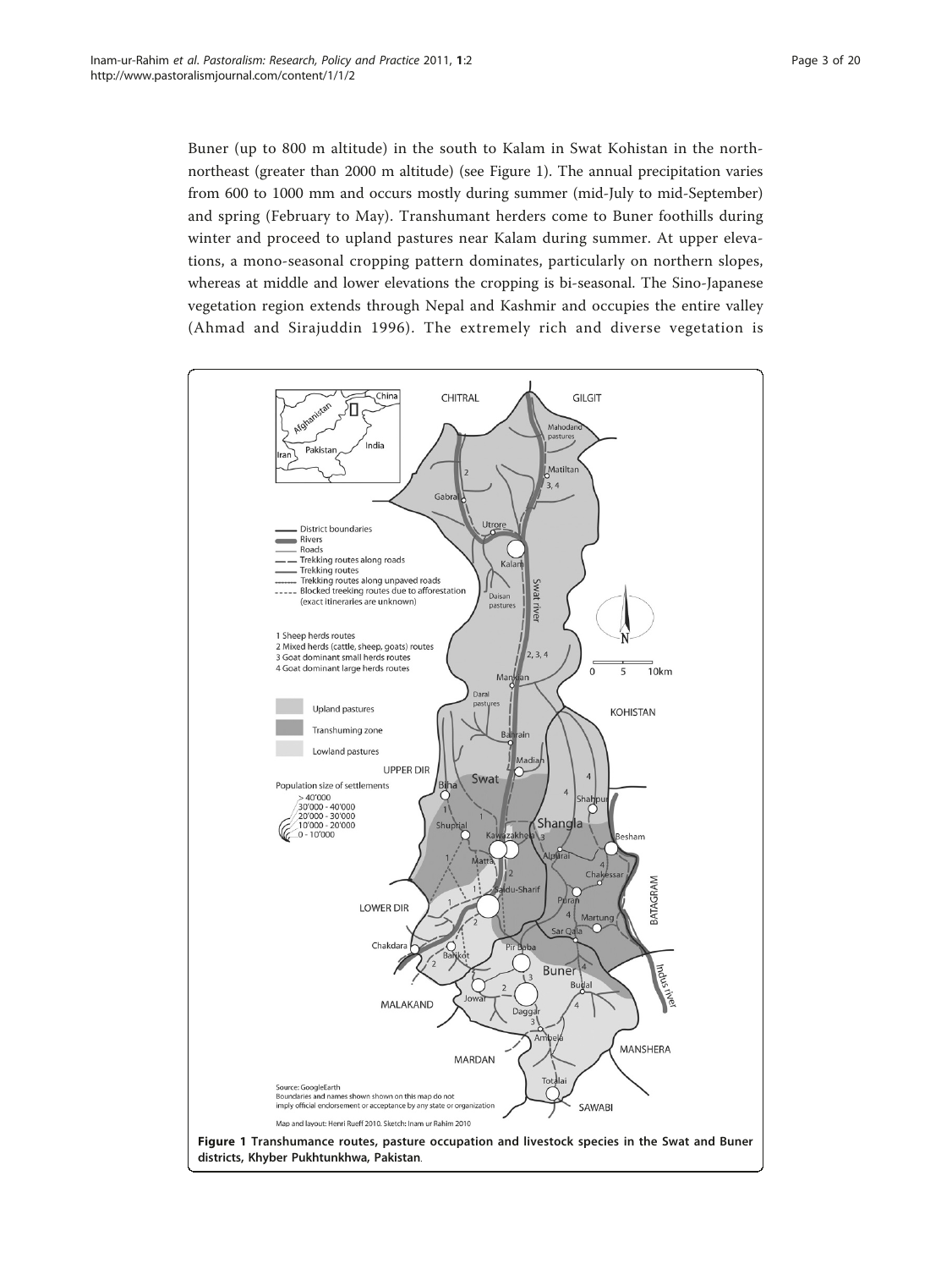Buner (up to 800 m altitude) in the south to Kalam in Swat Kohistan in the north-northeast (greater than 2000 m altitude) (see Figure 1). The annual precipitation varies from 600 to 1000 mm and occurs mostly during summer (mid-July to mid-September) and spring (February to May). Transhumant herders come to Buner foothills during winter and proceed to upland pastures near Kalam during summer. At upper elevations, a mono-seasonal cropping pattern dominates, particularly on northern slopes, whereas at middle and lower elevations the cropping is bi-seasonal. The Sino-Japanese vegetation region extends through Nepal and Kashmir and occupies the entire valley (Ahmad and Sirajuddin 1996). The extremely rich and diverse vegetation is

**Figure 1 Transhumance routes, pasture occupation and livestock species in the Swat and Buner districts, Khyber Pukhtunkhwa, Pakistan**.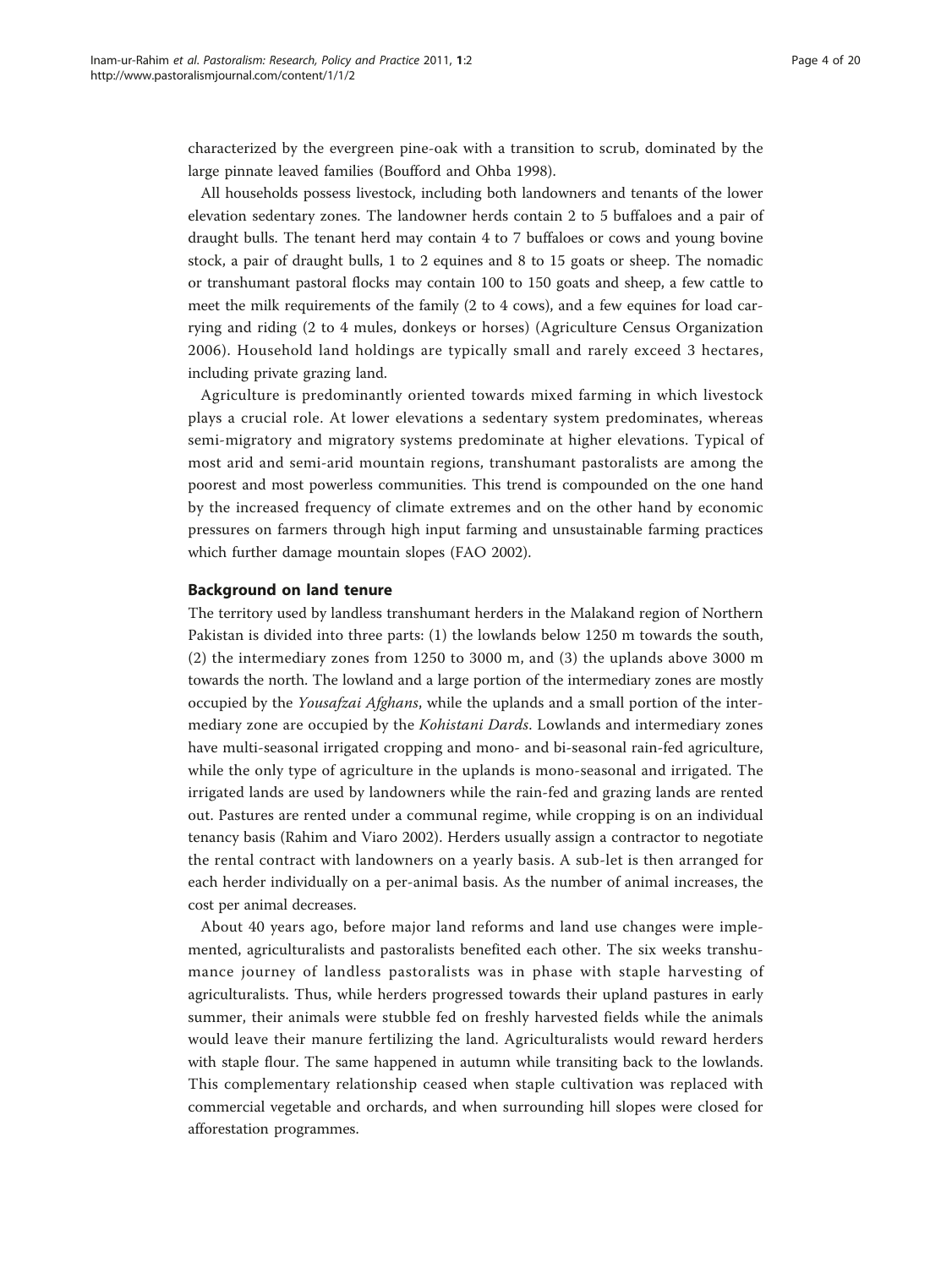characterized by the evergreen pine-oak with a transition to scrub, dominated by the large pinnate leaved families (Boufford and Ohba 1998).

All households possess livestock, including both landowners and tenants of the lower elevation sedentary zones. The landowner herds contain 2 to 5 buffaloes and a pair of draught bulls. The tenant herd may contain 4 to 7 buffaloes or cows and young bovine stock, a pair of draught bulls, 1 to 2 equines and 8 to 15 goats or sheep. The nomadic or transhumant pastoral flocks may contain 100 to 150 goats and sheep, a few cattle to meet the milk requirements of the family (2 to 4 cows), and a few equines for load carrying and riding (2 to 4 mules, donkeys or horses) (Agriculture Census Organization 2006). Household land holdings are typically small and rarely exceed 3 hectares, including private grazing land.

Agriculture is predominantly oriented towards mixed farming in which livestock plays a crucial role. At lower elevations a sedentary system predominates, whereas semi-migratory and migratory systems predominate at higher elevations. Typical of most arid and semi-arid mountain regions, transhumant pastoralists are among the poorest and most powerless communities. This trend is compounded on the one hand by the increased frequency of climate extremes and on the other hand by economic pressures on farmers through high input farming and unsustainable farming practices which further damage mountain slopes (FAO 2002).

## Background on land tenure

The territory used by landless transhumant herders in the Malakand region of Northern Pakistan is divided into three parts: (1) the lowlands below 1250 m towards the south, (2) the intermediary zones from 1250 to 3000 m, and (3) the uplands above 3000 m towards the north. The lowland and a large portion of the intermediary zones are mostly occupied by the *Yousafzai Afghans*, while the uplands and a small portion of the intermediary zone are occupied by the *Kohistani Dards*. Lowlands and intermediary zones have multi-seasonal irrigated cropping and mono- and bi-seasonal rain-fed agriculture, while the only type of agriculture in the uplands is mono-seasonal and irrigated. The irrigated lands are used by landowners while the rain-fed and grazing lands are rented out. Pastures are rented under a communal regime, while cropping is on an individual tenancy basis (Rahim and Viaro 2002). Herders usually assign a contractor to negotiate the rental contract with landowners on a yearly basis. A sub-let is then arranged for each herder individually on a per-animal basis. As the number of animal increases, the cost per animal decreases.

About 40 years ago, before major land reforms and land use changes were implemented, agriculturalists and pastoralists benefited each other. The six weeks transhumance journey of landless pastoralists was in phase with staple harvesting of agriculturalists. Thus, while herders progressed towards their upland pastures in early summer, their animals were stubble fed on freshly harvested fields while the animals would leave their manure fertilizing the land. Agriculturalists would reward herders with staple flour. The same happened in autumn while transiting back to the lowlands. This complementary relationship ceased when staple cultivation was replaced with commercial vegetable and orchards, and when surrounding hill slopes were closed for afforestation programmes.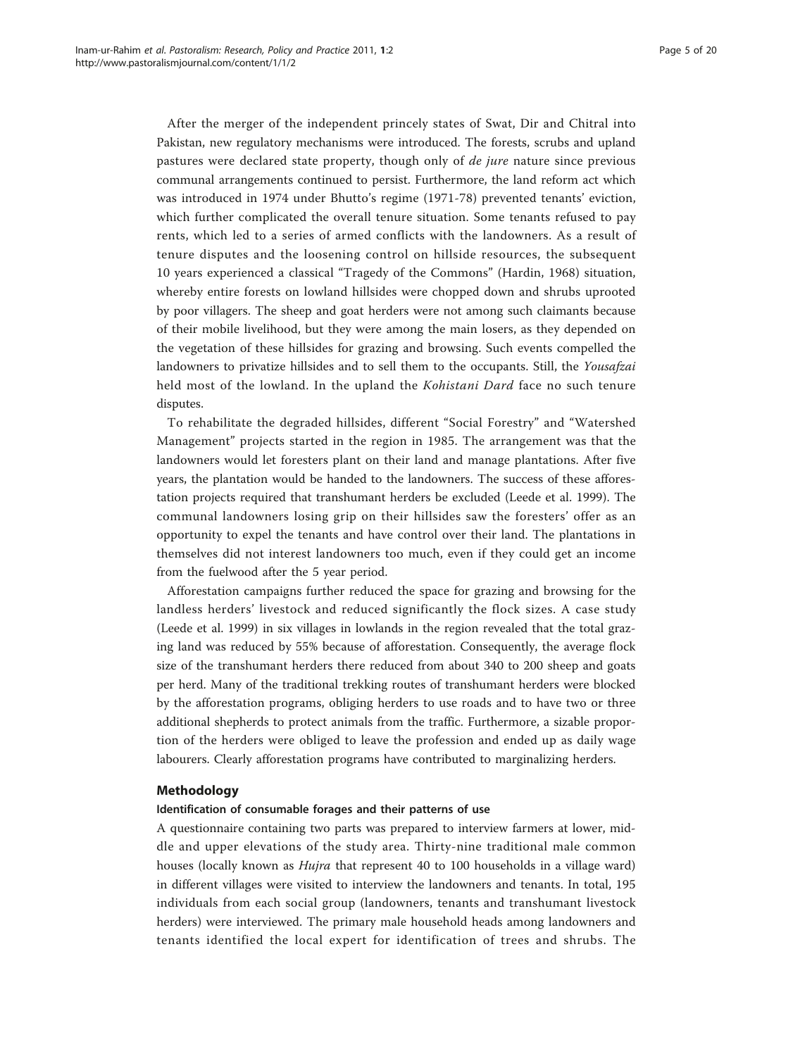After the merger of the independent princely states of Swat, Dir and Chitral into Pakistan, new regulatory mechanisms were introduced. The forests, scrubs and upland pastures were declared state property, though only of *de jure* nature since previous communal arrangements continued to persist. Furthermore, the land reform act which was introduced in 1974 under Bhutto's regime (1971-78) prevented tenants' eviction, which further complicated the overall tenure situation. Some tenants refused to pay rents, which led to a series of armed conflicts with the landowners. As a result of tenure disputes and the loosening control on hillside resources, the subsequent 10 years experienced a classical "Tragedy of the Commons" (Hardin, 1968) situation, whereby entire forests on lowland hillsides were chopped down and shrubs uprooted by poor villagers. The sheep and goat herders were not among such claimants because of their mobile livelihood, but they were among the main losers, as they depended on the vegetation of these hillsides for grazing and browsing. Such events compelled the landowners to privatize hillsides and to sell them to the occupants. Still, the *Yousafzai* held most of the lowland. In the upland the *Kohistani Dard* face no such tenure disputes.

To rehabilitate the degraded hillsides, different "Social Forestry" and "Watershed Management" projects started in the region in 1985. The arrangement was that the landowners would let foresters plant on their land and manage plantations. After five years, the plantation would be handed to the landowners. The success of these afforestation projects required that transhumant herders be excluded (Leede et al. 1999). The communal landowners losing grip on their hillsides saw the foresters' offer as an opportunity to expel the tenants and have control over their land. The plantations in themselves did not interest landowners too much, even if they could get an income from the fuelwood after the 5 year period.

Afforestation campaigns further reduced the space for grazing and browsing for the landless herders' livestock and reduced significantly the flock sizes. A case study (Leede et al. 1999) in six villages in lowlands in the region revealed that the total grazing land was reduced by 55% because of afforestation. Consequently, the average flock size of the transhumant herders there reduced from about 340 to 200 sheep and goats per herd. Many of the traditional trekking routes of transhumant herders were blocked by the afforestation programs, obliging herders to use roads and to have two or three additional shepherds to protect animals from the traffic. Furthermore, a sizable proportion of the herders were obliged to leave the profession and ended up as daily wage labourers. Clearly afforestation programs have contributed to marginalizing herders.

## Methodology

### Identification of consumable forages and their patterns of use

A questionnaire containing two parts was prepared to interview farmers at lower, middle and upper elevations of the study area. Thirty-nine traditional male common houses (locally known as *Hujra* that represent 40 to 100 households in a village ward) in different villages were visited to interview the landowners and tenants. In total, 195 individuals from each social group (landowners, tenants and transhumant livestock herders) were interviewed. The primary male household heads among landowners and tenants identified the local expert for identification of trees and shrubs. The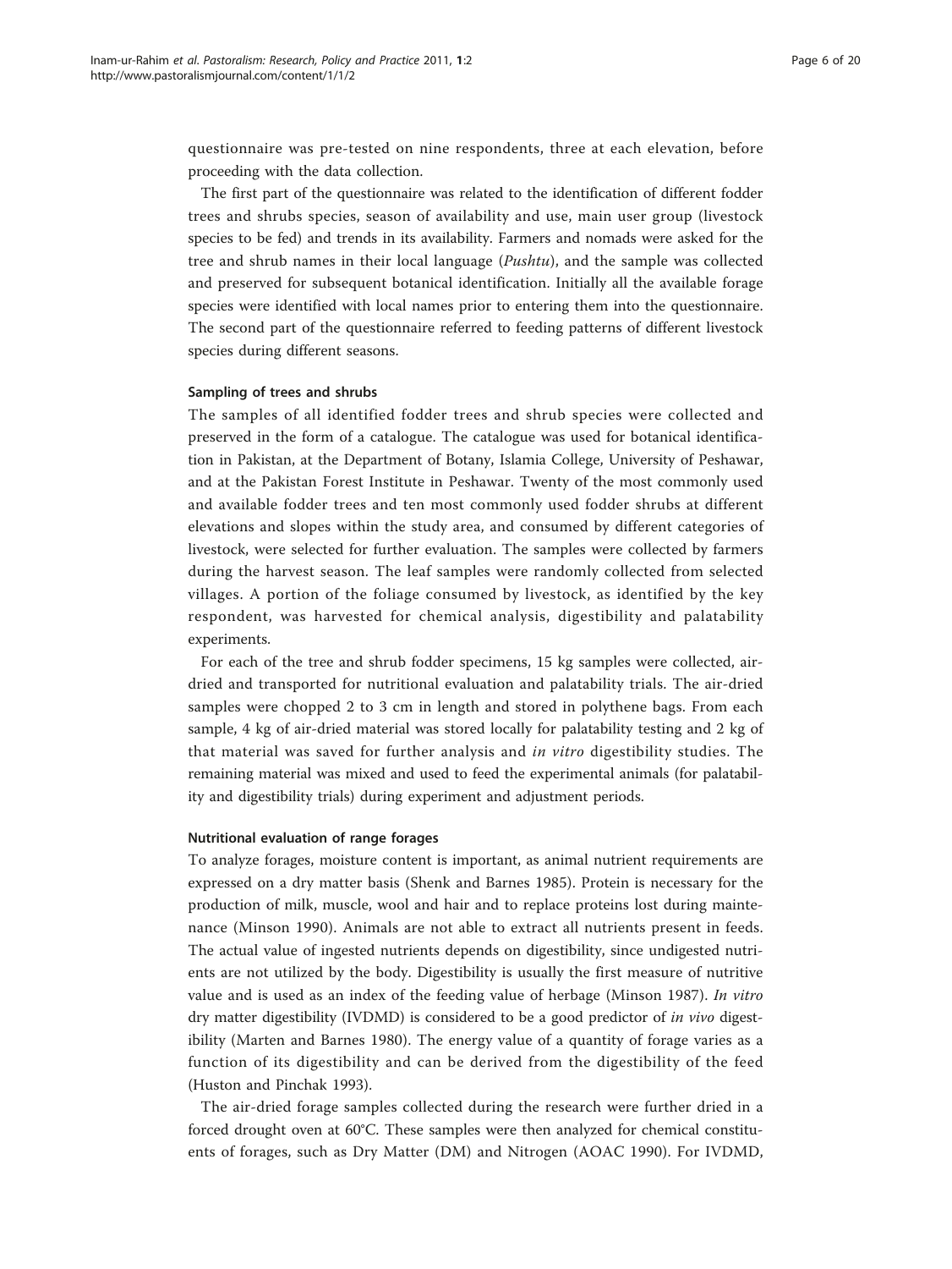questionnaire was pre-tested on nine respondents, three at each elevation, before proceeding with the data collection.

The first part of the questionnaire was related to the identification of different fodder trees and shrubs species, season of availability and use, main user group (livestock species to be fed) and trends in its availability. Farmers and nomads were asked for the tree and shrub names in their local language (*Pushtu*), and the sample was collected and preserved for subsequent botanical identification. Initially all the available forage species were identified with local names prior to entering them into the questionnaire. The second part of the questionnaire referred to feeding patterns of different livestock species during different seasons.

#### Sampling of trees and shrubs

The samples of all identified fodder trees and shrub species were collected and preserved in the form of a catalogue. The catalogue was used for botanical identification in Pakistan, at the Department of Botany, Islamia College, University of Peshawar, and at the Pakistan Forest Institute in Peshawar. Twenty of the most commonly used and available fodder trees and ten most commonly used fodder shrubs at different elevations and slopes within the study area, and consumed by different categories of livestock, were selected for further evaluation. The samples were collected by farmers during the harvest season. The leaf samples were randomly collected from selected villages. A portion of the foliage consumed by livestock, as identified by the key respondent, was harvested for chemical analysis, digestibility and palatability experiments.

For each of the tree and shrub fodder specimens, 15 kg samples were collected, air-dried and transported for nutritional evaluation and palatability trials. The air-dried samples were chopped 2 to 3 cm in length and stored in polythene bags. From each sample, 4 kg of air-dried material was stored locally for palatability testing and 2 kg of that material was saved for further analysis and *in vitro* digestibility studies. The remaining material was mixed and used to feed the experimental animals (for palatability and digestibility trials) during experiment and adjustment periods.

#### Nutritional evaluation of range forages

To analyze forages, moisture content is important, as animal nutrient requirements are expressed on a dry matter basis (Shenk and Barnes 1985). Protein is necessary for the production of milk, muscle, wool and hair and to replace proteins lost during maintenance (Minson 1990). Animals are not able to extract all nutrients present in feeds. The actual value of ingested nutrients depends on digestibility, since undigested nutrients are not utilized by the body. Digestibility is usually the first measure of nutritive value and is used as an index of the feeding value of herbage (Minson 1987). *In vitro* dry matter digestibility (IVDMD) is considered to be a good predictor of *in vivo* digestibility (Marten and Barnes 1980). The energy value of a quantity of forage varies as a function of its digestibility and can be derived from the digestibility of the feed (Huston and Pinchak 1993).

The air-dried forage samples collected during the research were further dried in a forced drought oven at 60°C. These samples were then analyzed for chemical constituents of forages, such as Dry Matter (DM) and Nitrogen (AOAC 1990). For IVDMD,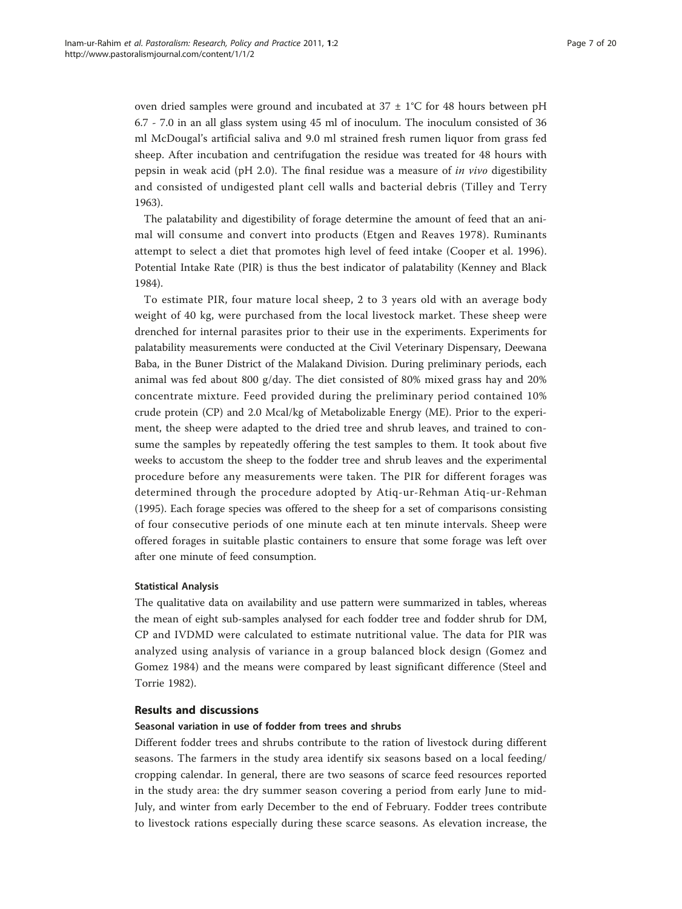oven dried samples were ground and incubated at 37 ± 1°C for 48 hours between pH 6.7 - 7.0 in an all glass system using 45 ml of inoculum. The inoculum consisted of 36 ml McDougal's artificial saliva and 9.0 ml strained fresh rumen liquor from grass fed sheep. After incubation and centrifugation the residue was treated for 48 hours with pepsin in weak acid (pH 2.0). The final residue was a measure of *in vivo* digestibility and consisted of undigested plant cell walls and bacterial debris (Tilley and Terry 1963).

The palatability and digestibility of forage determine the amount of feed that an animal will consume and convert into products (Etgen and Reaves 1978). Ruminants attempt to select a diet that promotes high level of feed intake (Cooper et al. 1996). Potential Intake Rate (PIR) is thus the best indicator of palatability (Kenney and Black 1984).

To estimate PIR, four mature local sheep, 2 to 3 years old with an average body weight of 40 kg, were purchased from the local livestock market. These sheep were drenched for internal parasites prior to their use in the experiments. Experiments for palatability measurements were conducted at the Civil Veterinary Dispensary, Deewana Baba, in the Buner District of the Malakand Division. During preliminary periods, each animal was fed about 800 g/day. The diet consisted of 80% mixed grass hay and 20% concentrate mixture. Feed provided during the preliminary period contained 10% crude protein (CP) and 2.0 Mcal/kg of Metabolizable Energy (ME). Prior to the experiment, the sheep were adapted to the dried tree and shrub leaves, and trained to consume the samples by repeatedly offering the test samples to them. It took about five weeks to accustom the sheep to the fodder tree and shrub leaves and the experimental procedure before any measurements were taken. The PIR for different forages was determined through the procedure adopted by Atiq-ur-Rehman Atiq-ur-Rehman (1995). Each forage species was offered to the sheep for a set of comparisons consisting of four consecutive periods of one minute each at ten minute intervals. Sheep were offered forages in suitable plastic containers to ensure that some forage was left over after one minute of feed consumption.

#### Statistical Analysis

The qualitative data on availability and use pattern were summarized in tables, whereas the mean of eight sub-samples analysed for each fodder tree and fodder shrub for DM, CP and IVDMD were calculated to estimate nutritional value. The data for PIR was analyzed using analysis of variance in a group balanced block design (Gomez and Gomez 1984) and the means were compared by least significant difference (Steel and Torrie 1982).

## Results and discussions

#### Seasonal variation in use of fodder from trees and shrubs

Different fodder trees and shrubs contribute to the ration of livestock during different seasons. The farmers in the study area identify six seasons based on a local feeding/cropping calendar. In general, there are two seasons of scarce feed resources reported in the study area: the dry summer season covering a period from early June to mid-July, and winter from early December to the end of February. Fodder trees contribute to livestock rations especially during these scarce seasons. As elevation increase, the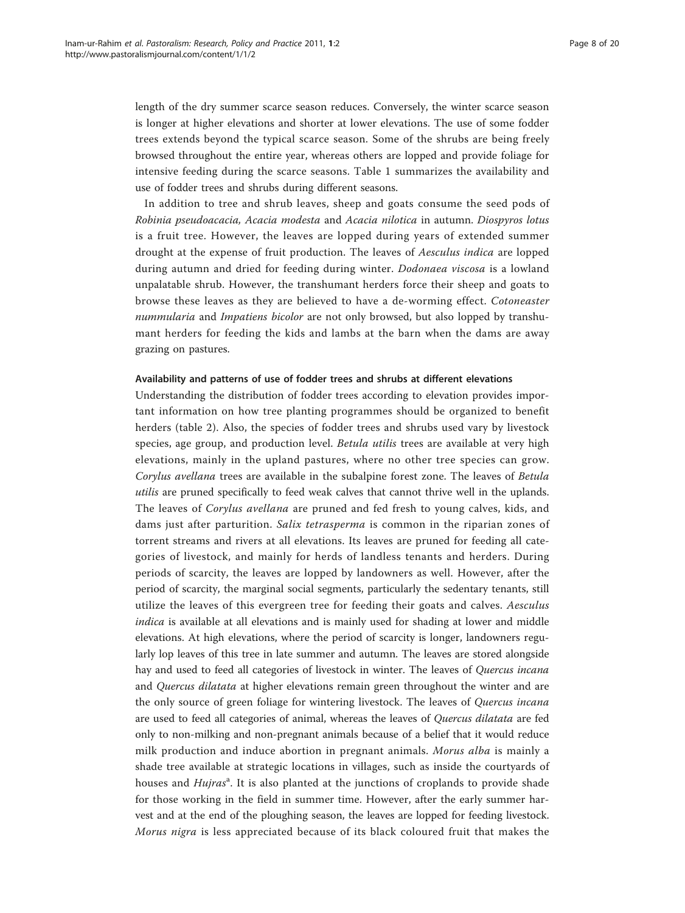length of the dry summer scarce season reduces. Conversely, the winter scarce season is longer at higher elevations and shorter at lower elevations. The use of some fodder trees extends beyond the typical scarce season. Some of the shrubs are being freely browsed throughout the entire year, whereas others are lopped and provide foliage for intensive feeding during the scarce seasons. Table 1 summarizes the availability and use of fodder trees and shrubs during different seasons.

In addition to tree and shrub leaves, sheep and goats consume the seed pods of *Robinia pseudoacacia, Acacia modesta* and *Acacia nilotica* in autumn. *Diospyros lotus* is a fruit tree. However, the leaves are lopped during years of extended summer drought at the expense of fruit production. The leaves of *Aesculus indica* are lopped during autumn and dried for feeding during winter. *Dodonaea viscosa* is a lowland unpalatable shrub. However, the transhumant herders force their sheep and goats to browse these leaves as they are believed to have a de-worming effect. *Cotoneaster nummularia* and *Impatiens bicolor* are not only browsed, but also lopped by transhumant herders for feeding the kids and lambs at the barn when the dams are away grazing on pastures.

#### Availability and patterns of use of fodder trees and shrubs at different elevations

Understanding the distribution of fodder trees according to elevation provides important information on how tree planting programmes should be organized to benefit herders (table 2). Also, the species of fodder trees and shrubs used vary by livestock species, age group, and production level. *Betula utilis* trees are available at very high elevations, mainly in the upland pastures, where no other tree species can grow. *Corylus avellana* trees are available in the subalpine forest zone. The leaves of *Betula utilis* are pruned specifically to feed weak calves that cannot thrive well in the uplands. The leaves of *Corylus avellana* are pruned and fed fresh to young calves, kids, and dams just after parturition. *Salix tetrasperma* is common in the riparian zones of torrent streams and rivers at all elevations. Its leaves are pruned for feeding all categories of livestock, and mainly for herds of landless tenants and herders. During periods of scarcity, the leaves are lopped by landowners as well. However, after the period of scarcity, the marginal social segments, particularly the sedentary tenants, still utilize the leaves of this evergreen tree for feeding their goats and calves. *Aesculus indica* is available at all elevations and is mainly used for shading at lower and middle elevations. At high elevations, where the period of scarcity is longer, landowners regularly lop leaves of this tree in late summer and autumn. The leaves are stored alongside hay and used to feed all categories of livestock in winter. The leaves of *Quercus incana* and *Quercus dilatata* at higher elevations remain green throughout the winter and are the only source of green foliage for wintering livestock. The leaves of *Quercus incana* are used to feed all categories of animal, whereas the leaves of *Quercus dilatata* are fed only to non-milking and non-pregnant animals because of a belief that it would reduce milk production and induce abortion in pregnant animals. *Morus alba* is mainly a shade tree available at strategic locations in villages, such as inside the courtyards of houses and *Hujras*[a]. It is also planted at the junctions of croplands to provide shade for those working in the field in summer time. However, after the early summer harvest and at the end of the ploughing season, the leaves are lopped for feeding livestock. *Morus nigra* is less appreciated because of its black coloured fruit that makes the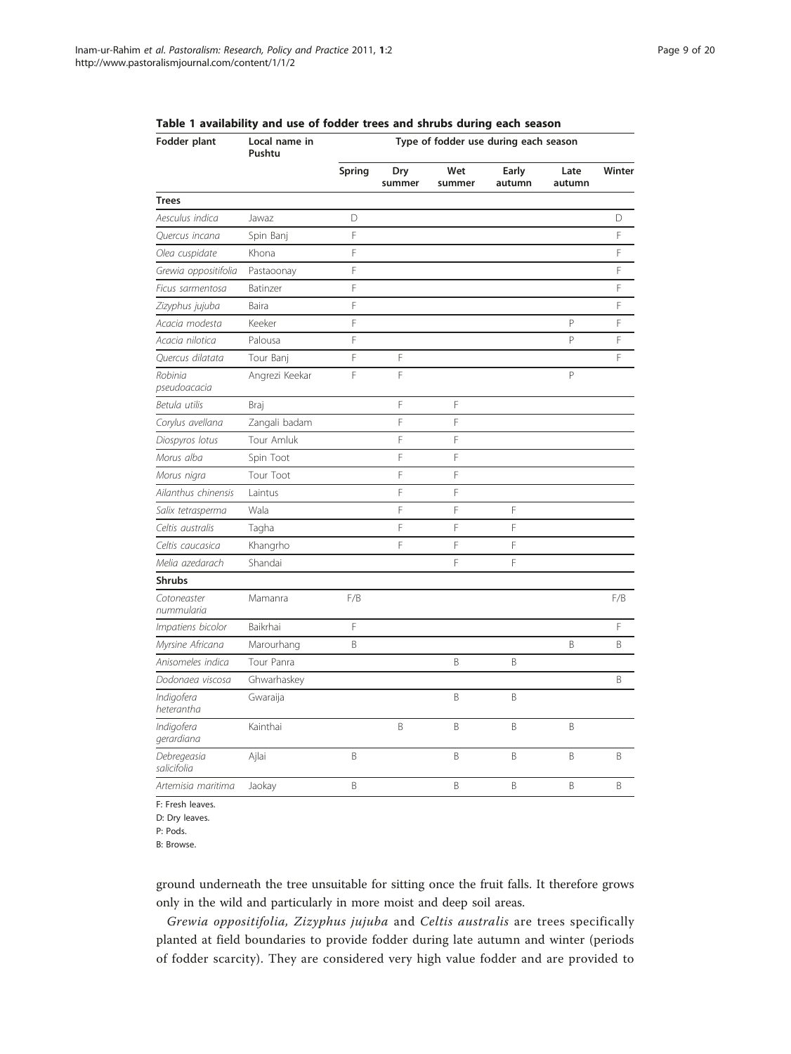**Table 1 availability and use of fodder trees and shrubs during each season**

| Fodder plant | Local name in Pushtu | Type of fodder use during each season | | | | | |
|---|---|---|---|---|---|---|---|
| | | Spring | Dry summer | Wet summer | Early autumn | Late autumn | Winter |
| **Trees** | | | | | | | |
| *Aesculus indica* | Jawaz | D | | | | | D |
| *Quercus incana* | Spin Banj | F | | | | | F |
| *Olea cuspidate* | Khona | F | | | | | F |
| *Grewia oppositifolia* | Pastaoonay | F | | | | | F |
| *Ficus sarmentosa* | Batinzer | F | | | | | F |
| *Zizyphus jujuba* | Baira | F | | | | | F |
| *Acacia modesta* | Keeker | F | | | | P | F |
| *Acacia nilotica* | Palousa | F | | | | P | F |
| *Quercus dilatata* | Tour Banj | F | F | | | | F |
| *Robinia pseudoacacia* | Angrezi Keekar | F | F | | | P | |
| *Betula utilis* | Braj | | F | F | | | |
| *Corylus avellana* | Zangali badam | | F | F | | | |
| *Diospyros lotus* | Tour Amluk | | F | F | | | |
| *Morus alba* | Spin Toot | | F | F | | | |
| *Morus nigra* | Tour Toot | | F | F | | | |
| *Ailanthus chinensis* | Laintus | | F | F | | | |
| *Salix tetrasperma* | Wala | | F | F | F | | |
| *Celtis australis* | Tagha | | F | F | F | | |
| *Celtis caucasica* | Khangrho | | F | F | F | | |
| *Melia azedarach* | Shandai | | | F | F | | |
| **Shrubs** | | | | | | | |
| *Cotoneaster nummularia* | Mamanra | F/B | | | | | F/B |
| *Impatiens bicolor* | Baikrhai | F | | | | | F |
| *Myrsine Africana* | Marourhang | B | | | | B | B |
| *Anisomeles indica* | Tour Panra | | | B | B | | |
| *Dodonaea viscosa* | Ghwarhaskey | | | | | | B |
| *Indigofera heterantha* | Gwaraija | | | B | B | | |
| *Indigofera gerardiana* | Kainthai | | B | B | B | B | |
| *Debregeasia salicifolia* | Ajlai | B | | B | B | B | B |
| *Artemisia maritima* | Jaokay | B | | B | B | B | B |

F: Fresh leaves.
D: Dry leaves.
P: Pods.
B: Browse.

ground underneath the tree unsuitable for sitting once the fruit falls. It therefore grows only in the wild and particularly in more moist and deep soil areas.

*Grewia oppositifolia, Zizyphus jujuba* and *Celtis australis* are trees specifically planted at field boundaries to provide fodder during late autumn and winter (periods of fodder scarcity). They are considered very high value fodder and are provided to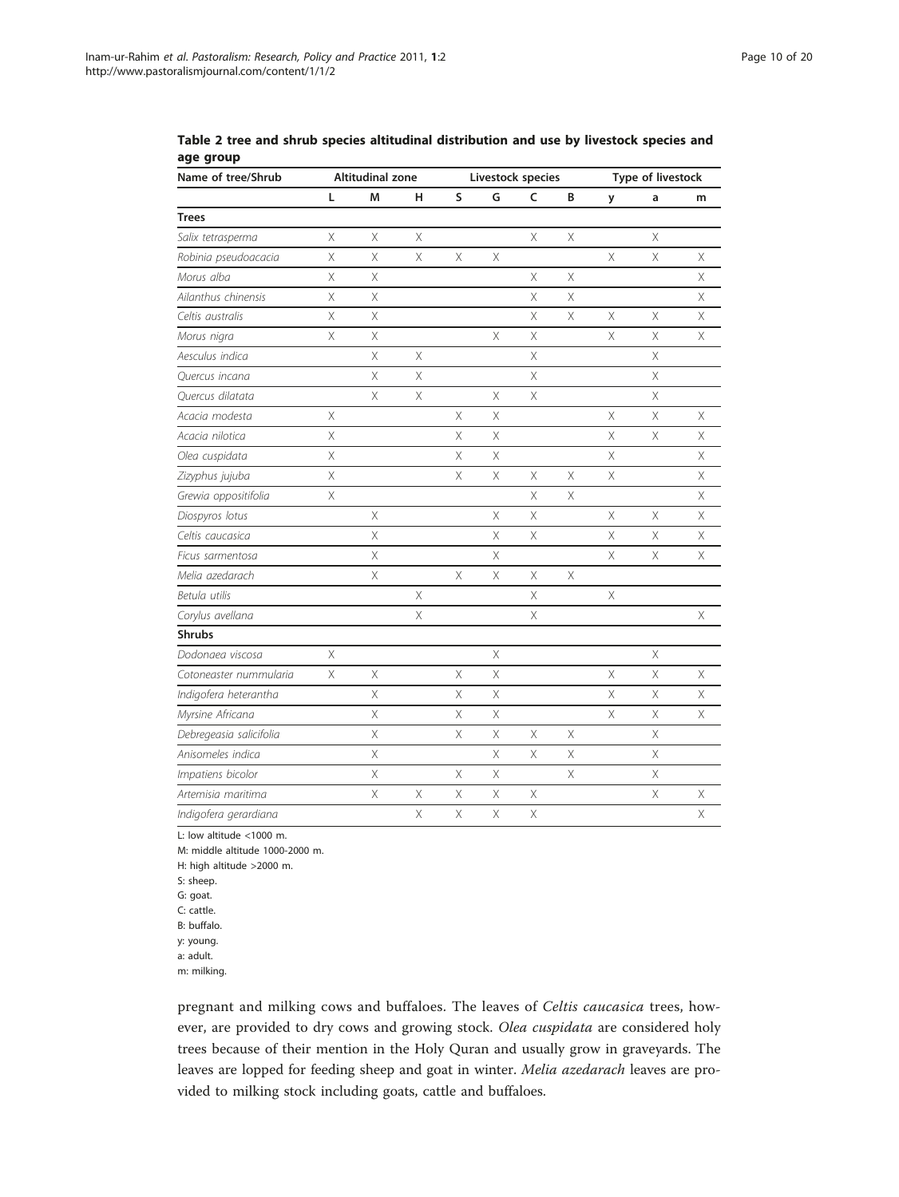**Table 2 tree and shrub species altitudinal distribution and use by livestock species and age group**

| Name of tree/Shrub | Altitudinal zone | | | Livestock species | | | | Type of livestock | | |
|---|---|---|---|---|---|---|---|---|---|---|
| | L | M | H | S | G | C | B | y | a | m |
| **Trees** | | | | | | | | | | |
| *Salix tetrasperma* | X | X | X | | | X | X | | X | |
| *Robinia pseudoacacia* | X | X | X | X | X | | | X | X | X |
| *Morus alba* | X | X | | | | X | X | | | X |
| *Ailanthus chinensis* | X | X | | | | X | X | | | X |
| *Celtis australis* | X | X | | | | X | X | X | X | X |
| *Morus nigra* | X | X | | | X | X | | X | X | X |
| *Aesculus indica* | | X | X | | | X | | | X | |
| *Quercus incana* | | X | X | | | X | | | X | |
| *Quercus dilatata* | | X | X | | X | X | | | X | |
| *Acacia modesta* | X | | | X | X | | | X | X | X |
| *Acacia nilotica* | X | | | X | X | | | X | X | X |
| *Olea cuspidata* | X | | | X | X | | | X | | X |
| *Zizyphus jujuba* | X | | | X | X | X | X | X | | X |
| *Grewia oppositifolia* | X | | | | | X | X | | | X |
| *Diospyros lotus* | | X | | | X | X | | X | X | X |
| *Celtis caucasica* | | X | | | X | X | | X | X | X |
| *Ficus sarmentosa* | | X | | | X | | | X | X | X |
| *Melia azedarach* | | X | | X | X | X | X | | | |
| *Betula utilis* | | | X | | | X | | X | | |
| *Corylus avellana* | | | X | | | X | | | | X |
| **Shrubs** | | | | | | | | | | |
| *Dodonaea viscosa* | X | | | | X | | | | X | |
| *Cotoneaster nummularia* | X | X | | X | X | | | X | X | X |
| *Indigofera heterantha* | | X | | X | X | | | X | X | X |
| *Myrsine Africana* | | X | | X | X | | | X | X | X |
| *Debregeasia salicifolia* | | X | | X | X | X | X | | X | |
| *Anisomeles indica* | | X | | | X | X | X | | X | |
| *Impatiens bicolor* | | X | | X | X | | X | | X | |
| *Artemisia maritima* | | X | X | X | X | X | | | X | X |
| *Indigofera gerardiana* | | | X | X | X | X | | | | X |

L: low altitude <1000 m.
M: middle altitude 1000-2000 m.
H: high altitude >2000 m.
S: sheep.
G: goat.
C: cattle.
B: buffalo.
y: young.
a: adult.
m: milking.

pregnant and milking cows and buffaloes. The leaves of *Celtis caucasica* trees, however, are provided to dry cows and growing stock. *Olea cuspidata* are considered holy trees because of their mention in the Holy Quran and usually grow in graveyards. The leaves are lopped for feeding sheep and goat in winter. *Melia azedarach* leaves are provided to milking stock including goats, cattle and buffaloes.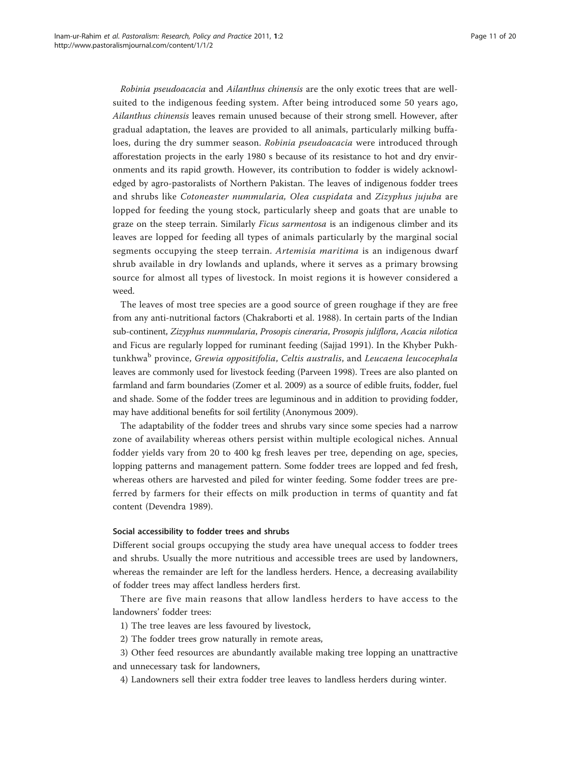*Robinia pseudoacacia* and *Ailanthus chinensis* are the only exotic trees that are well-suited to the indigenous feeding system. After being introduced some 50 years ago, *Ailanthus chinensis* leaves remain unused because of their strong smell. However, after gradual adaptation, the leaves are provided to all animals, particularly milking buffaloes, during the dry summer season. *Robinia pseudoacacia* were introduced through afforestation projects in the early 1980 s because of its resistance to hot and dry environments and its rapid growth. However, its contribution to fodder is widely acknowledged by agro-pastoralists of Northern Pakistan. The leaves of indigenous fodder trees and shrubs like *Cotoneaster nummularia, Olea cuspidata* and *Zizyphus jujuba* are lopped for feeding the young stock, particularly sheep and goats that are unable to graze on the steep terrain. Similarly *Ficus sarmentosa* is an indigenous climber and its leaves are lopped for feeding all types of animals particularly by the marginal social segments occupying the steep terrain. *Artemisia maritima* is an indigenous dwarf shrub available in dry lowlands and uplands, where it serves as a primary browsing source for almost all types of livestock. In moist regions it is however considered a weed.

The leaves of most tree species are a good source of green roughage if they are free from any anti-nutritional factors (Chakraborti et al. 1988). In certain parts of the Indian sub-continent, *Zizyphus nummularia*, *Prosopis cineraria*, *Prosopis juliflora*, *Acacia nilotica* and Ficus are regularly lopped for ruminant feeding (Sajjad 1991). In the Khyber Pukhtunkhwa[b] province, *Grewia oppositifolia*, *Celtis australis*, and *Leucaena leucocephala* leaves are commonly used for livestock feeding (Parveen 1998). Trees are also planted on farmland and farm boundaries (Zomer et al. 2009) as a source of edible fruits, fodder, fuel and shade. Some of the fodder trees are leguminous and in addition to providing fodder, may have additional benefits for soil fertility (Anonymous 2009).

The adaptability of the fodder trees and shrubs vary since some species had a narrow zone of availability whereas others persist within multiple ecological niches. Annual fodder yields vary from 20 to 400 kg fresh leaves per tree, depending on age, species, lopping patterns and management pattern. Some fodder trees are lopped and fed fresh, whereas others are harvested and piled for winter feeding. Some fodder trees are preferred by farmers for their effects on milk production in terms of quantity and fat content (Devendra 1989).

#### Social accessibility to fodder trees and shrubs

Different social groups occupying the study area have unequal access to fodder trees and shrubs. Usually the more nutritious and accessible trees are used by landowners, whereas the remainder are left for the landless herders. Hence, a decreasing availability of fodder trees may affect landless herders first.

There are five main reasons that allow landless herders to have access to the landowners' fodder trees:

1) The tree leaves are less favoured by livestock,

2) The fodder trees grow naturally in remote areas,

3) Other feed resources are abundantly available making tree lopping an unattractive and unnecessary task for landowners,

4) Landowners sell their extra fodder tree leaves to landless herders during winter.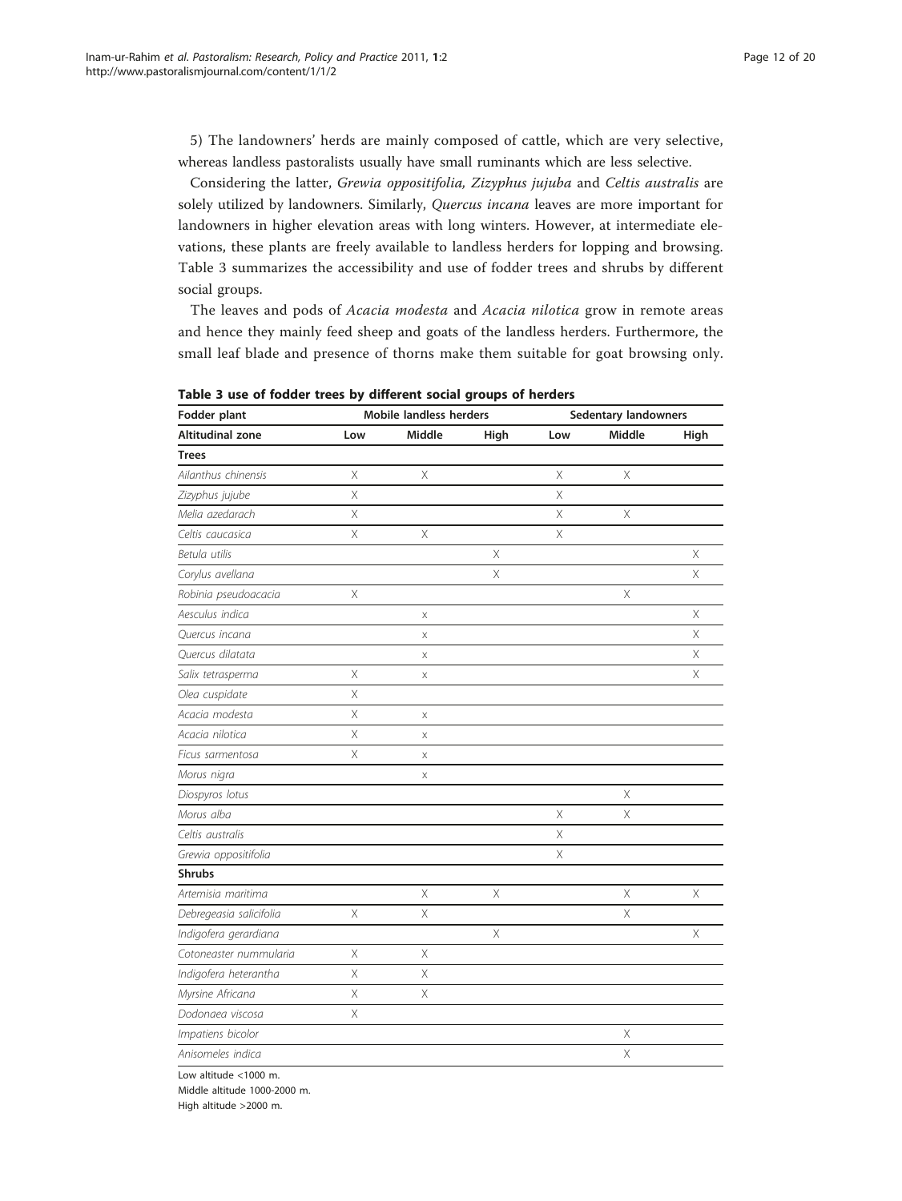5) The landowners' herds are mainly composed of cattle, which are very selective, whereas landless pastoralists usually have small ruminants which are less selective.

Considering the latter, *Grewia oppositifolia, Zizyphus jujuba* and *Celtis australis* are solely utilized by landowners. Similarly, *Quercus incana* leaves are more important for landowners in higher elevation areas with long winters. However, at intermediate elevations, these plants are freely available to landless herders for lopping and browsing. Table 3 summarizes the accessibility and use of fodder trees and shrubs by different social groups.

The leaves and pods of *Acacia modesta* and *Acacia nilotica* grow in remote areas and hence they mainly feed sheep and goats of the landless herders. Furthermore, the small leaf blade and presence of thorns make them suitable for goat browsing only.

**Table 3 use of fodder trees by different social groups of herders**

| Fodder plant | Mobile landless herders | | | Sedentary landowners | | |
|---|---|---|---|---|---|---|
| Altitudinal zone | Low | Middle | High | Low | Middle | High |
| **Trees** | | | | | | |
| *Ailanthus chinensis* | X | X | | X | X | |
| *Zizyphus jujube* | X | | | X | | |
| *Melia azedarach* | X | | | X | X | |
| *Celtis caucasica* | X | X | | X | | |
| *Betula utilis* | | | X | | | X |
| *Corylus avellana* | | | X | | | X |
| *Robinia pseudoacacia* | X | | | | X | |
| *Aesculus indica* | | x | | | | X |
| *Quercus incana* | | x | | | | X |
| *Quercus dilatata* | | x | | | | X |
| *Salix tetrasperma* | X | x | | | | X |
| *Olea cuspidate* | X | | | | | |
| *Acacia modesta* | X | x | | | | |
| *Acacia nilotica* | X | x | | | | |
| *Ficus sarmentosa* | X | x | | | | |
| *Morus nigra* | | x | | | | |
| *Diospyros lotus* | | | | | X | |
| *Morus alba* | | | | X | X | |
| *Celtis australis* | | | | X | | |
| *Grewia oppositifolia* | | | | X | | |
| **Shrubs** | | | | | | |
| *Artemisia maritima* | | X | X | | X | X |
| *Debregeasia salicifolia* | X | X | | | X | |
| *Indigofera gerardiana* | | | X | | | X |
| *Cotoneaster nummularia* | X | X | | | | |
| *Indigofera heterantha* | X | X | | | | |
| *Myrsine Africana* | X | X | | | | |
| *Dodonaea viscosa* | X | | | | | |
| *Impatiens bicolor* | | | | | X | |
| *Anisomeles indica* | | | | | X | |

Low altitude <1000 m.
Middle altitude 1000-2000 m.
High altitude >2000 m.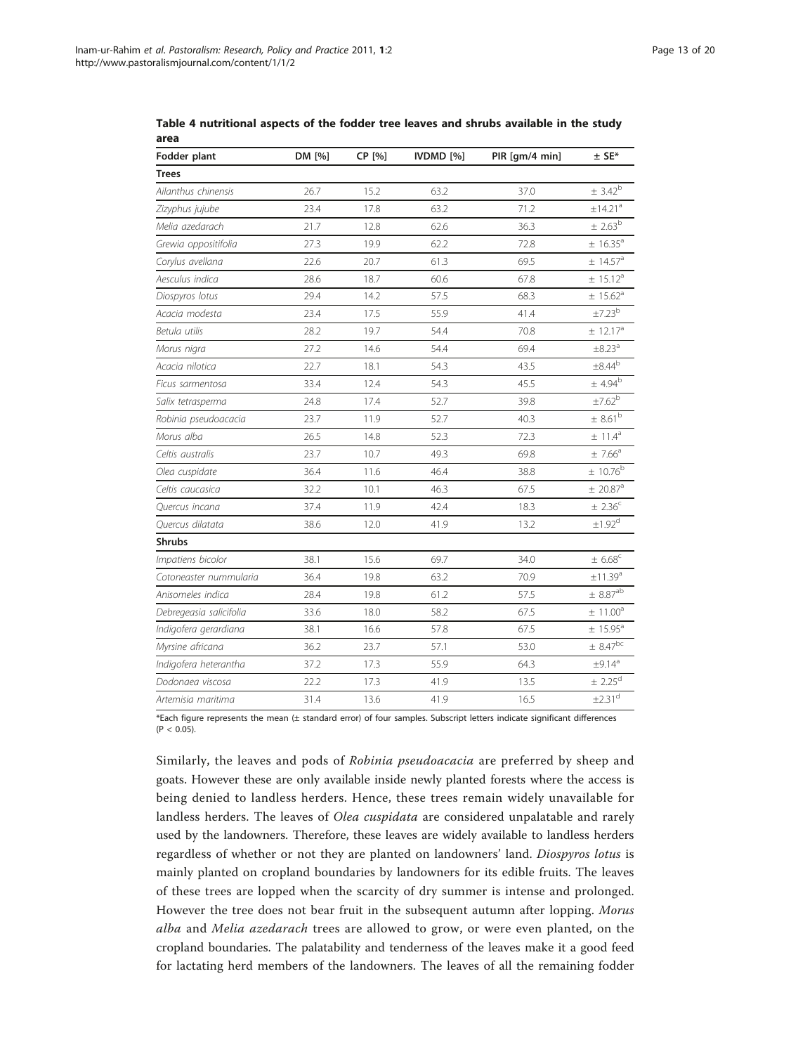**Table 4 nutritional aspects of the fodder tree leaves and shrubs available in the study area**

| Fodder plant | DM [%] | CP [%] | IVDMD [%] | PIR [gm/4 min] | ± SE* |
|---|---|---|---|---|---|
| **Trees** | | | | | |
| *Ailanthus chinensis* | 26.7 | 15.2 | 63.2 | 37.0 | ± 3.42[b] |
| *Zizyphus jujube* | 23.4 | 17.8 | 63.2 | 71.2 | ±14.21[a] |
| *Melia azedarach* | 21.7 | 12.8 | 62.6 | 36.3 | ± 2.63[b] |
| *Grewia oppositifolia* | 27.3 | 19.9 | 62.2 | 72.8 | ± 16.35[a] |
| *Corylus avellana* | 22.6 | 20.7 | 61.3 | 69.5 | ± 14.57[a] |
| *Aesculus indica* | 28.6 | 18.7 | 60.6 | 67.8 | ± 15.12[a] |
| *Diospyros lotus* | 29.4 | 14.2 | 57.5 | 68.3 | ± 15.62[a] |
| *Acacia modesta* | 23.4 | 17.5 | 55.9 | 41.4 | ±7.23[b] |
| *Betula utilis* | 28.2 | 19.7 | 54.4 | 70.8 | ± 12.17[a] |
| *Morus nigra* | 27.2 | 14.6 | 54.4 | 69.4 | ±8.23[a] |
| *Acacia nilotica* | 22.7 | 18.1 | 54.3 | 43.5 | ±8.44[b] |
| *Ficus sarmentosa* | 33.4 | 12.4 | 54.3 | 45.5 | ± 4.94[b] |
| *Salix tetrasperma* | 24.8 | 17.4 | 52.7 | 39.8 | ±7.62[b] |
| *Robinia pseudoacacia* | 23.7 | 11.9 | 52.7 | 40.3 | ± 8.61[b] |
| *Morus alba* | 26.5 | 14.8 | 52.3 | 72.3 | ± 11.4[a] |
| *Celtis australis* | 23.7 | 10.7 | 49.3 | 69.8 | ± 7.66[a] |
| *Olea cuspidate* | 36.4 | 11.6 | 46.4 | 38.8 | ± 10.76[b] |
| *Celtis caucasica* | 32.2 | 10.1 | 46.3 | 67.5 | ± 20.87[a] |
| *Quercus incana* | 37.4 | 11.9 | 42.4 | 18.3 | ± 2.36[c] |
| *Quercus dilatata* | 38.6 | 12.0 | 41.9 | 13.2 | ±1.92[d] |
| **Shrubs** | | | | | |
| *Impatiens bicolor* | 38.1 | 15.6 | 69.7 | 34.0 | ± 6.68[c] |
| *Cotoneaster nummularia* | 36.4 | 19.8 | 63.2 | 70.9 | ±11.39[a] |
| *Anisomeles indica* | 28.4 | 19.8 | 61.2 | 57.5 | ± 8.87[ab] |
| *Debregeasia salicifolia* | 33.6 | 18.0 | 58.2 | 67.5 | ± 11.00[a] |
| *Indigofera gerardiana* | 38.1 | 16.6 | 57.8 | 67.5 | ± 15.95[a] |
| *Myrsine africana* | 36.2 | 23.7 | 57.1 | 53.0 | ± 8.47[bc] |
| *Indigofera heterantha* | 37.2 | 17.3 | 55.9 | 64.3 | ±9.14[a] |
| *Dodonaea viscosa* | 22.2 | 17.3 | 41.9 | 13.5 | ± 2.25[d] |
| *Artemisia maritima* | 31.4 | 13.6 | 41.9 | 16.5 | ±2.31[d] |

*Each figure represents the mean (± standard error) of four samples. Subscript letters indicate significant differences ($P < 0.05$).

Similarly, the leaves and pods of *Robinia pseudoacacia* are preferred by sheep and goats. However these are only available inside newly planted forests where the access is being denied to landless herders. Hence, these trees remain widely unavailable for landless herders. The leaves of *Olea cuspidata* are considered unpalatable and rarely used by the landowners. Therefore, these leaves are widely available to landless herders regardless of whether or not they are planted on landowners' land. *Diospyros lotus* is mainly planted on cropland boundaries by landowners for its edible fruits. The leaves of these trees are lopped when the scarcity of dry summer is intense and prolonged. However the tree does not bear fruit in the subsequent autumn after lopping. *Morus alba* and *Melia azedarach* trees are allowed to grow, or were even planted, on the cropland boundaries. The palatability and tenderness of the leaves make it a good feed for lactating herd members of the landowners. The leaves of all the remaining fodder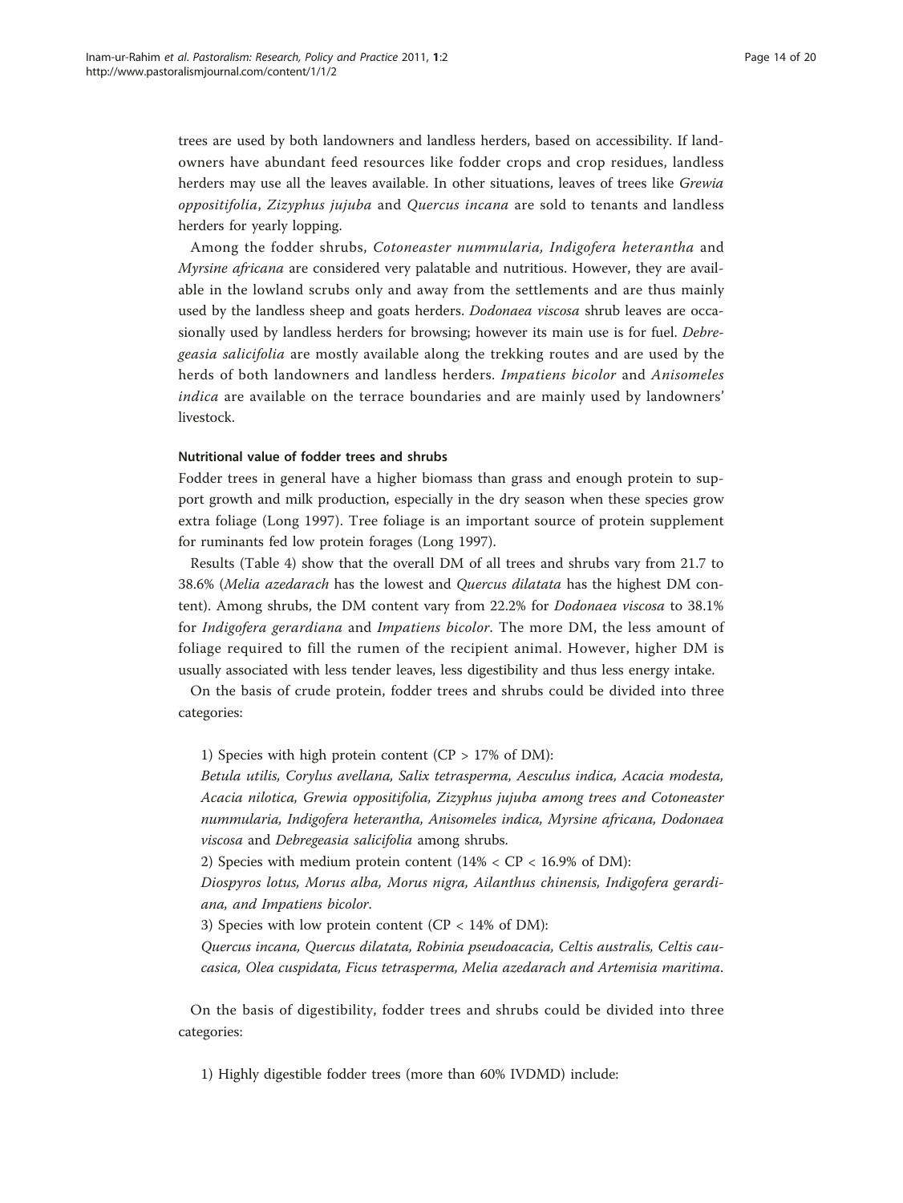trees are used by both landowners and landless herders, based on accessibility. If landowners have abundant feed resources like fodder crops and crop residues, landless herders may use all the leaves available. In other situations, leaves of trees like *Grewia oppositifolia*, *Zizyphus jujuba* and *Quercus incana* are sold to tenants and landless herders for yearly lopping.

Among the fodder shrubs, *Cotoneaster nummularia*, *Indigofera heterantha* and *Myrsine africana* are considered very palatable and nutritious. However, they are available in the lowland scrubs only and away from the settlements and are thus mainly used by the landless sheep and goats herders. *Dodonaea viscosa* shrub leaves are occasionally used by landless herders for browsing; however its main use is for fuel. *Debregeasia salicifolia* are mostly available along the trekking routes and are used by the herds of both landowners and landless herders. *Impatiens bicolor* and *Anisomeles indica* are available on the terrace boundaries and are mainly used by landowners' livestock.

#### Nutritional value of fodder trees and shrubs

Fodder trees in general have a higher biomass than grass and enough protein to support growth and milk production, especially in the dry season when these species grow extra foliage (Long 1997). Tree foliage is an important source of protein supplement for ruminants fed low protein forages (Long 1997).

Results (Table 4) show that the overall DM of all trees and shrubs vary from 21.7 to 38.6% (*Melia azedarach* has the lowest and *Quercus dilatata* has the highest DM content). Among shrubs, the DM content vary from 22.2% for *Dodonaea viscosa* to 38.1% for *Indigofera gerardiana* and *Impatiens bicolor*. The more DM, the less amount of foliage required to fill the rumen of the recipient animal. However, higher DM is usually associated with less tender leaves, less digestibility and thus less energy intake.

On the basis of crude protein, fodder trees and shrubs could be divided into three categories:

1) Species with high protein content (CP > 17% of DM):
*Betula utilis, Corylus avellana, Salix tetrasperma, Aesculus indica, Acacia modesta, Acacia nilotica, Grewia oppositifolia, Zizyphus jujuba among trees and Cotoneaster nummularia, Indigofera heterantha, Anisomeles indica, Myrsine africana, Dodonaea viscosa* and *Debregeasia salicifolia* among shrubs.

2) Species with medium protein content (14% < CP < 16.9% of DM):
*Diospyros lotus, Morus alba, Morus nigra, Ailanthus chinensis, Indigofera gerardiana, and Impatiens bicolor*.

3) Species with low protein content (CP < 14% of DM):
*Quercus incana, Quercus dilatata, Robinia pseudoacacia, Celtis australis, Celtis caucasica, Olea cuspidata, Ficus tetrasperma, Melia azedarach and Artemisia maritima*.

On the basis of digestibility, fodder trees and shrubs could be divided into three categories:

1) Highly digestible fodder trees (more than 60% IVDMD) include: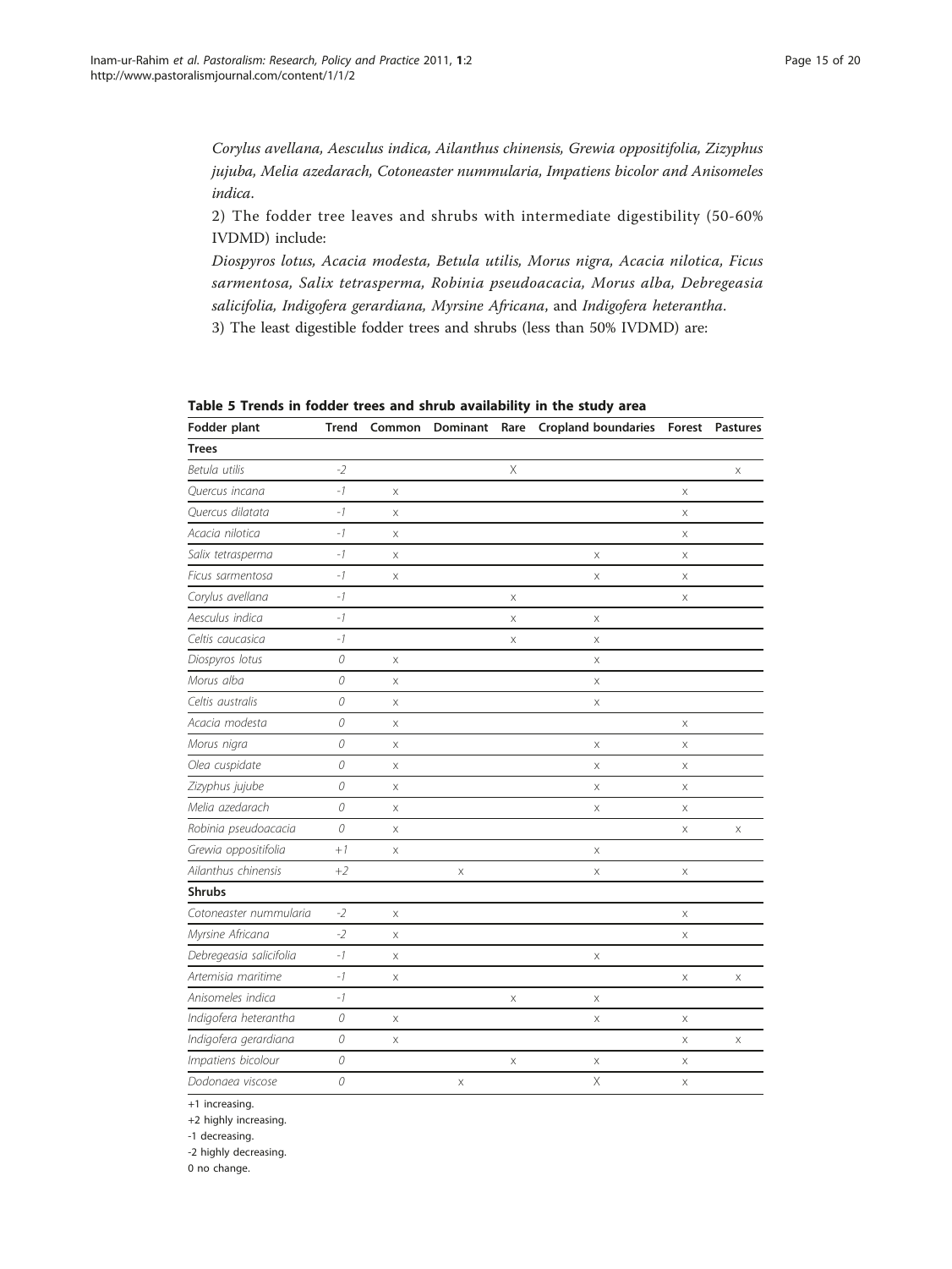*Corylus avellana, Aesculus indica, Ailanthus chinensis, Grewia oppositifolia, Zizyphus jujuba, Melia azedarach, Cotoneaster nummularia, Impatiens bicolor and Anisomeles indica*.

2) The fodder tree leaves and shrubs with intermediate digestibility (50-60% IVDMD) include:

*Diospyros lotus, Acacia modesta, Betula utilis, Morus nigra, Acacia nilotica, Ficus sarmentosa, Salix tetrasperma, Robinia pseudoacacia, Morus alba, Debregeasia salicifolia, Indigofera gerardiana, Myrsine Africana*, and *Indigofera heterantha*.

3) The least digestible fodder trees and shrubs (less than 50% IVDMD) are:

**Table 5 Trends in fodder trees and shrub availability in the study area**

| Fodder plant | Trend | Common | Dominant | Rare | Cropland boundaries | Forest | Pastures |
|---|---|---|---|---|---|---|---|
| **Trees** | | | | | | | |
| *Betula utilis* | -2 | | | X | | | x |
| *Quercus incana* | -1 | x | | | | x | |
| *Quercus dilatata* | -1 | x | | | | x | |
| *Acacia nilotica* | -1 | x | | | | x | |
| *Salix tetrasperma* | -1 | x | | | x | x | |
| *Ficus sarmentosa* | -1 | x | | | x | x | |
| *Corylus avellana* | -1 | | | x | | x | |
| *Aesculus indica* | -1 | | | x | x | | |
| *Celtis caucasica* | -1 | | | x | x | | |
| *Diospyros lotus* | 0 | x | | | x | | |
| *Morus alba* | 0 | x | | | x | | |
| *Celtis australis* | 0 | x | | | x | | |
| *Acacia modesta* | 0 | x | | | | x | |
| *Morus nigra* | 0 | x | | | x | x | |
| *Olea cuspidate* | 0 | x | | | x | x | |
| *Zizyphus jujube* | 0 | x | | | x | x | |
| *Melia azedarach* | 0 | x | | | x | x | |
| *Robinia pseudoacacia* | 0 | x | | | | x | x |
| *Grewia oppositifolia* | +1 | x | | | x | | |
| *Ailanthus chinensis* | +2 | | x | | x | x | |
| **Shrubs** | | | | | | | |
| *Cotoneaster nummularia* | -2 | x | | | | x | |
| *Myrsine Africana* | -2 | x | | | | x | |
| *Debregeasia salicifolia* | -1 | x | | | x | | |
| *Artemisia maritime* | -1 | x | | | | x | x |
| *Anisomeles indica* | -1 | | | x | x | | |
| *Indigofera heterantha* | 0 | x | | | x | x | |
| *Indigofera gerardiana* | 0 | x | | | | x | x |
| *Impatiens bicolour* | 0 | | | x | x | x | |
| *Dodonaea viscose* | 0 | | x | | X | x | |

+1 increasing.

+2 highly increasing.

-1 decreasing.

-2 highly decreasing.

0 no change.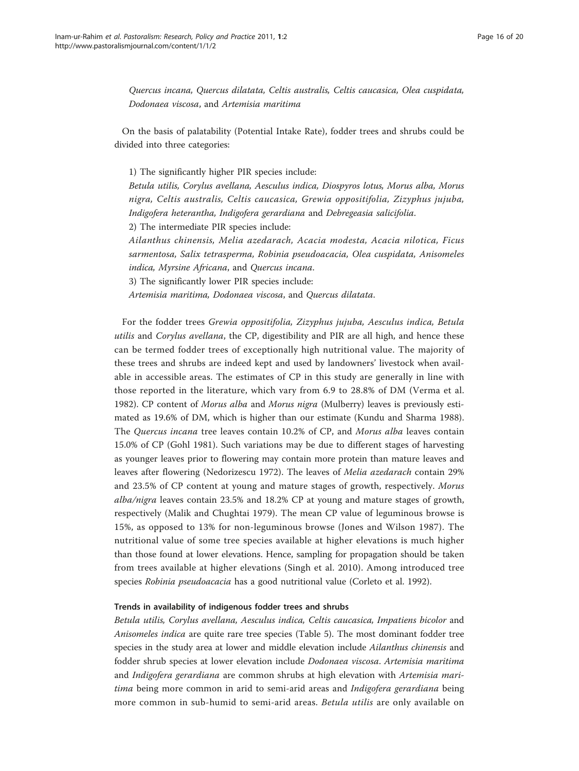*Quercus incana, Quercus dilatata, Celtis australis, Celtis caucasica, Olea cuspidata, Dodonaea viscosa*, and *Artemisia maritima*

On the basis of palatability (Potential Intake Rate), fodder trees and shrubs could be divided into three categories:

1) The significantly higher PIR species include:
*Betula utilis, Corylus avellana, Aesculus indica, Diospyros lotus, Morus alba, Morus nigra, Celtis australis, Celtis caucasica, Grewia oppositifolia, Zizyphus jujuba, Indigofera heterantha, Indigofera gerardiana* and *Debregeasia salicifolia*.
2) The intermediate PIR species include:
*Ailanthus chinensis, Melia azedarach, Acacia modesta, Acacia nilotica, Ficus sarmentosa, Salix tetrasperma, Robinia pseudoacacia, Olea cuspidata, Anisomeles indica, Myrsine Africana*, and *Quercus incana*.
3) The significantly lower PIR species include:
*Artemisia maritima, Dodonaea viscosa*, and *Quercus dilatata*.

For the fodder trees *Grewia oppositifolia, Zizyphus jujuba, Aesculus indica, Betula utilis* and *Corylus avellana*, the CP, digestibility and PIR are all high, and hence these can be termed fodder trees of exceptionally high nutritional value. The majority of these trees and shrubs are indeed kept and used by landowners' livestock when available in accessible areas. The estimates of CP in this study are generally in line with those reported in the literature, which vary from 6.9 to 28.8% of DM (Verma et al. 1982). CP content of *Morus alba* and *Morus nigra* (Mulberry) leaves is previously estimated as 19.6% of DM, which is higher than our estimate (Kundu and Sharma 1988). The *Quercus incana* tree leaves contain 10.2% of CP, and *Morus alba* leaves contain 15.0% of CP (Gohl 1981). Such variations may be due to different stages of harvesting as younger leaves prior to flowering may contain more protein than mature leaves and leaves after flowering (Nedorizescu 1972). The leaves of *Melia azedarach* contain 29% and 23.5% of CP content at young and mature stages of growth, respectively. *Morus alba/nigra* leaves contain 23.5% and 18.2% CP at young and mature stages of growth, respectively (Malik and Chughtai 1979). The mean CP value of leguminous browse is 15%, as opposed to 13% for non-leguminous browse (Jones and Wilson 1987). The nutritional value of some tree species available at higher elevations is much higher than those found at lower elevations. Hence, sampling for propagation should be taken from trees available at higher elevations (Singh et al. 2010). Among introduced tree species *Robinia pseudoacacia* has a good nutritional value (Corleto et al. 1992).

#### Trends in availability of indigenous fodder trees and shrubs

*Betula utilis, Corylus avellana, Aesculus indica, Celtis caucasica, Impatiens bicolor* and *Anisomeles indica* are quite rare tree species (Table 5). The most dominant fodder tree species in the study area at lower and middle elevation include *Ailanthus chinensis* and fodder shrub species at lower elevation include *Dodonaea viscosa*. *Artemisia maritima* and *Indigofera gerardiana* are common shrubs at high elevation with *Artemisia maritima* being more common in arid to semi-arid areas and *Indigofera gerardiana* being more common in sub-humid to semi-arid areas. *Betula utilis* are only available on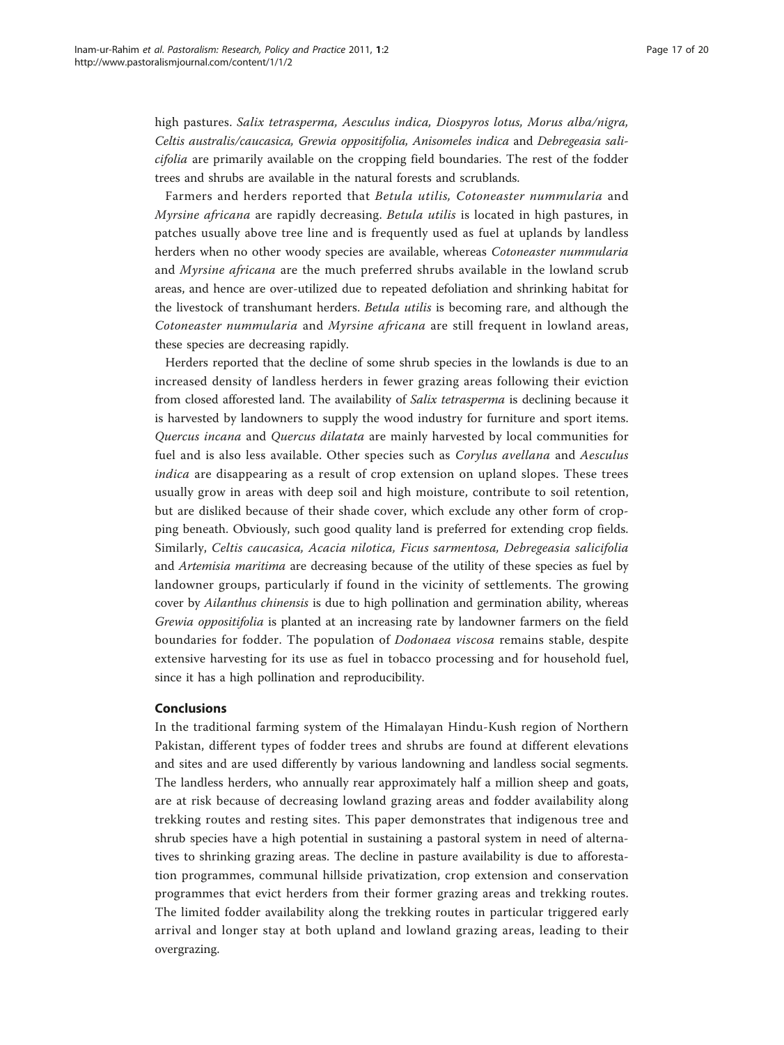high pastures. *Salix tetrasperma, Aesculus indica, Diospyros lotus, Morus alba/nigra, Celtis australis/caucasica, Grewia oppositifolia, Anisomeles indica* and *Debregeasia salicifolia* are primarily available on the cropping field boundaries. The rest of the fodder trees and shrubs are available in the natural forests and scrublands.

Farmers and herders reported that *Betula utilis, Cotoneaster nummularia* and *Myrsine africana* are rapidly decreasing. *Betula utilis* is located in high pastures, in patches usually above tree line and is frequently used as fuel at uplands by landless herders when no other woody species are available, whereas *Cotoneaster nummularia* and *Myrsine africana* are the much preferred shrubs available in the lowland scrub areas, and hence are over-utilized due to repeated defoliation and shrinking habitat for the livestock of transhumant herders. *Betula utilis* is becoming rare, and although the *Cotoneaster nummularia* and *Myrsine africana* are still frequent in lowland areas, these species are decreasing rapidly.

Herders reported that the decline of some shrub species in the lowlands is due to an increased density of landless herders in fewer grazing areas following their eviction from closed afforested land. The availability of *Salix tetrasperma* is declining because it is harvested by landowners to supply the wood industry for furniture and sport items. *Quercus incana* and *Quercus dilatata* are mainly harvested by local communities for fuel and is also less available. Other species such as *Corylus avellana* and *Aesculus indica* are disappearing as a result of crop extension on upland slopes. These trees usually grow in areas with deep soil and high moisture, contribute to soil retention, but are disliked because of their shade cover, which exclude any other form of cropping beneath. Obviously, such good quality land is preferred for extending crop fields. Similarly, *Celtis caucasica, Acacia nilotica, Ficus sarmentosa, Debregeasia salicifolia* and *Artemisia maritima* are decreasing because of the utility of these species as fuel by landowner groups, particularly if found in the vicinity of settlements. The growing cover by *Ailanthus chinensis* is due to high pollination and germination ability, whereas *Grewia oppositifolia* is planted at an increasing rate by landowner farmers on the field boundaries for fodder. The population of *Dodonaea viscosa* remains stable, despite extensive harvesting for its use as fuel in tobacco processing and for household fuel, since it has a high pollination and reproducibility.

## Conclusions

In the traditional farming system of the Himalayan Hindu-Kush region of Northern Pakistan, different types of fodder trees and shrubs are found at different elevations and sites and are used differently by various landowning and landless social segments. The landless herders, who annually rear approximately half a million sheep and goats, are at risk because of decreasing lowland grazing areas and fodder availability along trekking routes and resting sites. This paper demonstrates that indigenous tree and shrub species have a high potential in sustaining a pastoral system in need of alternatives to shrinking grazing areas. The decline in pasture availability is due to afforestation programmes, communal hillside privatization, crop extension and conservation programmes that evict herders from their former grazing areas and trekking routes. The limited fodder availability along the trekking routes in particular triggered early arrival and longer stay at both upland and lowland grazing areas, leading to their overgrazing.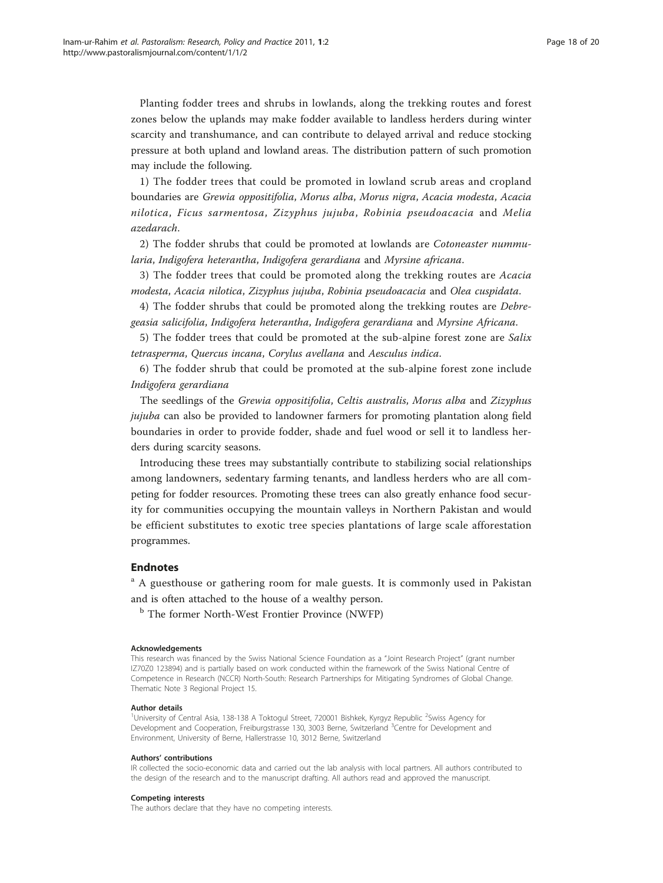Planting fodder trees and shrubs in lowlands, along the trekking routes and forest zones below the uplands may make fodder available to landless herders during winter scarcity and transhumance, and can contribute to delayed arrival and reduce stocking pressure at both upland and lowland areas. The distribution pattern of such promotion may include the following.

1) The fodder trees that could be promoted in lowland scrub areas and cropland boundaries are *Grewia oppositifolia*, *Morus alba*, *Morus nigra*, *Acacia modesta*, *Acacia nilotica*, *Ficus sarmentosa*, *Zizyphus jujuba*, *Robinia pseudoacacia* and *Melia azedarach*.

2) The fodder shrubs that could be promoted at lowlands are *Cotoneaster nummularia*, *Indigofera heterantha*, *Indigofera gerardiana* and *Myrsine africana*.

3) The fodder trees that could be promoted along the trekking routes are *Acacia modesta*, *Acacia nilotica*, *Zizyphus jujuba*, *Robinia pseudoacacia* and *Olea cuspidata*.

4) The fodder shrubs that could be promoted along the trekking routes are *Debregeasia salicifolia*, *Indigofera heterantha*, *Indigofera gerardiana* and *Myrsine Africana*.

5) The fodder trees that could be promoted at the sub-alpine forest zone are *Salix tetrasperma*, *Quercus incana*, *Corylus avellana* and *Aesculus indica*.

6) The fodder shrub that could be promoted at the sub-alpine forest zone include *Indigofera gerardiana*

The seedlings of the *Grewia oppositifolia*, *Celtis australis*, *Morus alba* and *Zizyphus jujuba* can also be provided to landowner farmers for promoting plantation along field boundaries in order to provide fodder, shade and fuel wood or sell it to landless herders during scarcity seasons.

Introducing these trees may substantially contribute to stabilizing social relationships among landowners, sedentary farming tenants, and landless herders who are all competing for fodder resources. Promoting these trees can also greatly enhance food security for communities occupying the mountain valleys in Northern Pakistan and would be efficient substitutes to exotic tree species plantations of large scale afforestation programmes.

## Endnotes

[a] A guesthouse or gathering room for male guests. It is commonly used in Pakistan and is often attached to the house of a wealthy person.

[b] The former North-West Frontier Province (NWFP)

#### Acknowledgements

This research was financed by the Swiss National Science Foundation as a "Joint Research Project" (grant number IZ70Z0 123894) and is partially based on work conducted within the framework of the Swiss National Centre of Competence in Research (NCCR) North-South: Research Partnerships for Mitigating Syndromes of Global Change. Thematic Note 3 Regional Project 15.

#### Author details

[1]University of Central Asia, 138-138 A Toktogul Street, 720001 Bishkek, Kyrgyz Republic [2]Swiss Agency for Development and Cooperation, Freiburgstrasse 130, 3003 Berne, Switzerland [3]Centre for Development and Environment, University of Berne, Hallerstrasse 10, 3012 Berne, Switzerland

#### Authors' contributions

IR collected the socio-economic data and carried out the lab analysis with local partners. All authors contributed to the design of the research and to the manuscript drafting. All authors read and approved the manuscript.

#### Competing interests

The authors declare that they have no competing interests.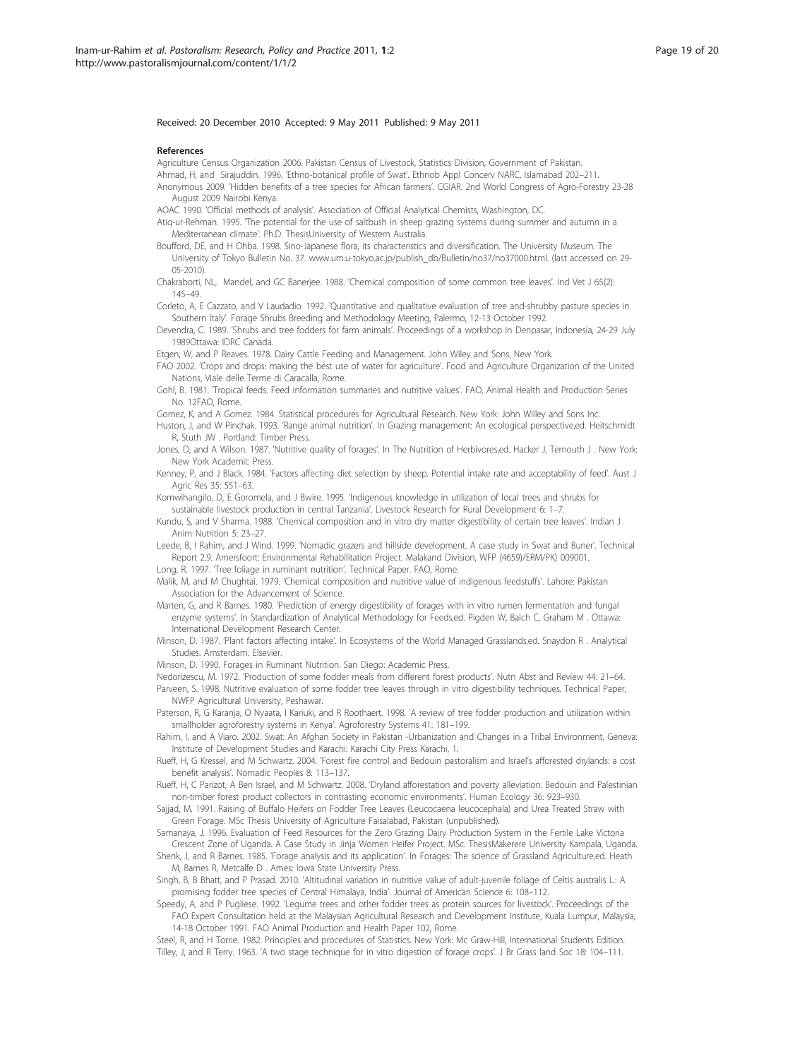Received: 20 December 2010 Accepted: 9 May 2011 Published: 9 May 2011

### References

Agriculture Census Organization 2006. Pakistan Census of Livestock, Statistics Division, Government of Pakistan.

Ahmad, H, and Sirajuddin. 1996. 'Ethno-botanical profile of Swat'. Ethnob Appl Concerv NARC, Islamabad 202–211.

Anonymous 2009. 'Hidden benefits of a tree species for African farmers'. CGIAR. 2nd World Congress of Agro-Forestry 23-28 August 2009 Nairobi Kenya.

AOAC 1990. 'Official methods of analysis'. Association of Official Analytical Chemists, Washington, DC.

Atiq-ur-Rehman. 1995. 'The potential for the use of saltbush in sheep grazing systems during summer and autumn in a Mediterranean climate'. Ph.D. ThesisUniversity of Western Australia.

Boufford, DE, and H Ohba. 1998. Sino-Japanese flora, its characteristics and diversification. The University Museum. The University of Tokyo Bulletin No. 37. www.um.u-tokyo.ac.jp/publish_db/Bulletin/no37/no37000.html. (last accessed on 29-05-2010).

Chakraborti, NL, Mandel, and GC Banerjee. 1988. 'Chemical composition of some common tree leaves'. Ind Vet J 65(2): 145–49.

Corleto, A, E Cazzato, and V Laudadio. 1992. 'Quantitative and qualitative evaluation of tree and-shrubby pasture species in Southern Italy'. Forage Shrubs Breeding and Methodology Meeting, Palermo, 12-13 October 1992.

Devendra, C. 1989. 'Shrubs and tree fodders for farm animals'. Proceedings of a workshop in Denpasar, Indonesia, 24-29 July 1989Ottawa: IDRC Canada.

Etgen, W, and P Reaves. 1978. Dairy Cattle Feeding and Management. John Wiley and Sons, New York.

FAO 2002. 'Crops and drops: making the best use of water for agriculture'. Food and Agriculture Organization of the United Nations, Viale delle Terme di Caracalla, Rome.

Gohl, B. 1981. 'Tropical feeds. Feed information summaries and nutritive values'. FAO, Animal Health and Production Series No. 12FAO, Rome.

Gomez, K, and A Gomez. 1984. Statistical procedures for Agricultural Research. New York: John Willey and Sons Inc.

Huston, J, and W Pinchak. 1993. 'Range animal nutrition'. In Grazing management: An ecological perspective,ed. Heitschmidt R, Stuth JW . Portland: Timber Press.

Jones, D, and A Wilson. 1987. 'Nutritive quality of forages'. In The Nutrition of Herbivores,ed. Hacker J, Ternouth J . New York: New York Academic Press.

Kenney, P, and J Black. 1984. 'Factors affecting diet selection by sheep. Potential intake rate and acceptability of feed'. Aust J Agric Res 35: 551–63.

Komwihangilo, D, E Goromela, and J Bwire. 1995. 'Indigenous knowledge in utilization of local trees and shrubs for sustainable livestock production in central Tanzania'. Livestock Research for Rural Development 6: 1–7.

Kundu, S, and V Sharma. 1988. 'Chemical composition and in vitro dry matter digestibility of certain tree leaves'. Indian J Anim Nutrition 5: 23–27.

Leede, B, I Rahim, and J Wind. 1999. 'Nomadic grazers and hillside development. A case study in Swat and Buner'. Technical Report 2.9. Amersfoort: Environmental Rehabilitation Project. Malakand Division, WFP (4659)/ERM/PK) 009001.

Long, R. 1997. 'Tree foliage in ruminant nutrition'. Technical Paper. FAO, Rome.

Malik, M, and M Chughtai. 1979. 'Chemical composition and nutritive value of indigenous feedstuffs'. Lahore: Pakistan Association for the Advancement of Science.

Marten, G, and R Barnes. 1980. 'Prediction of energy digestibility of forages with in vitro rumen fermentation and fungal enzyme systems'. In Standardization of Analytical Methodology for Feeds,ed. Pigden W, Balch C, Graham M . Ottawa: International Development Research Center.

Minson, D. 1987. 'Plant factors affecting intake'. In Ecosystems of the World Managed Grasslands,ed. Snaydon R . Analytical Studies. Amsterdam: Elsevier.

Minson, D. 1990. Forages in Ruminant Nutrition. San Diego: Academic Press.

Nedorizescu, M. 1972. 'Production of some fodder meals from different forest products'. Nutn Abst and Review 44: 21–64.

Parveen, S. 1998. Nutritive evaluation of some fodder tree leaves through in vitro digestibility techniques. Technical Paper, NWFP Agricultural University, Peshawar.

Paterson, R, G Karanja, O Nyaata, I Kariuki, and R Roothaert. 1998. 'A review of tree fodder production and utilization within smallholder agroforestry systems in Kenya'. Agroforestry Systems 41: 181–199.

Rahim, I, and A Viaro. 2002. Swat: An Afghan Society in Pakistan -Urbanization and Changes in a Tribal Environment. Geneva: Institute of Development Studies and Karachi: Karachi City Press Karachi, 1.

Rueff, H, G Kressel, and M Schwartz. 2004. 'Forest fire control and Bedouin pastoralism and Israel's afforested drylands: a cost benefit analysis'. Nomadic Peoples 8: 113–137.

Rueff, H, C Parizot, A Ben Israel, and M Schwartz. 2008. 'Dryland afforestation and poverty alleviation: Bedouin and Palestinian non-timber forest product collectors in contrasting economic environments'. Human Ecology 36: 923–930.

Sajjad, M. 1991. Raising of Buffalo Heifers on Fodder Tree Leaves (Leucocaena leucocephala) and Urea Treated Straw with Green Forage. MSc Thesis University of Agriculture Faisalabad, Pakistan (unpublished).

Samanaya, J. 1996. Evaluation of Feed Resources for the Zero Grazing Dairy Production System in the Fertile Lake Victoria Crescent Zone of Uganda. A Case Study in Jinja Women Heifer Project. MSc. ThesisMakerere University Kampala, Uganda.

Shenk, J, and R Barnes. 1985. 'Forage analysis and its application'. In Forages: The science of Grassland Agriculture,ed. Heath M, Barnes R, Metcalfe D . Ames: Iowa State University Press.

Singh, B, B Bhatt, and P Prasad. 2010. 'Altitudinal variation in nutritive value of adult-juvenile foliage of Celtis australis L.: A promising fodder tree species of Central Himalaya, India'. Journal of American Science 6: 108–112.

Speedy, A, and P Pugliese. 1992. 'Legume trees and other fodder trees as protein sources for livestock'. Proceedings of the FAO Expert Consultation held at the Malaysian Agricultural Research and Development Institute, Kuala Lumpur, Malaysia, 14-18 October 1991. FAO Animal Production and Health Paper 102, Rome.

Steel, R, and H Torrie. 1982. Principles and procedures of Statistics. New York: Mc Graw-Hill, International Students Edition.

Tilley, J, and R Terry. 1963. 'A two stage technique for in vitro digestion of forage crops'. J Br Grass land Soc 18: 104–111.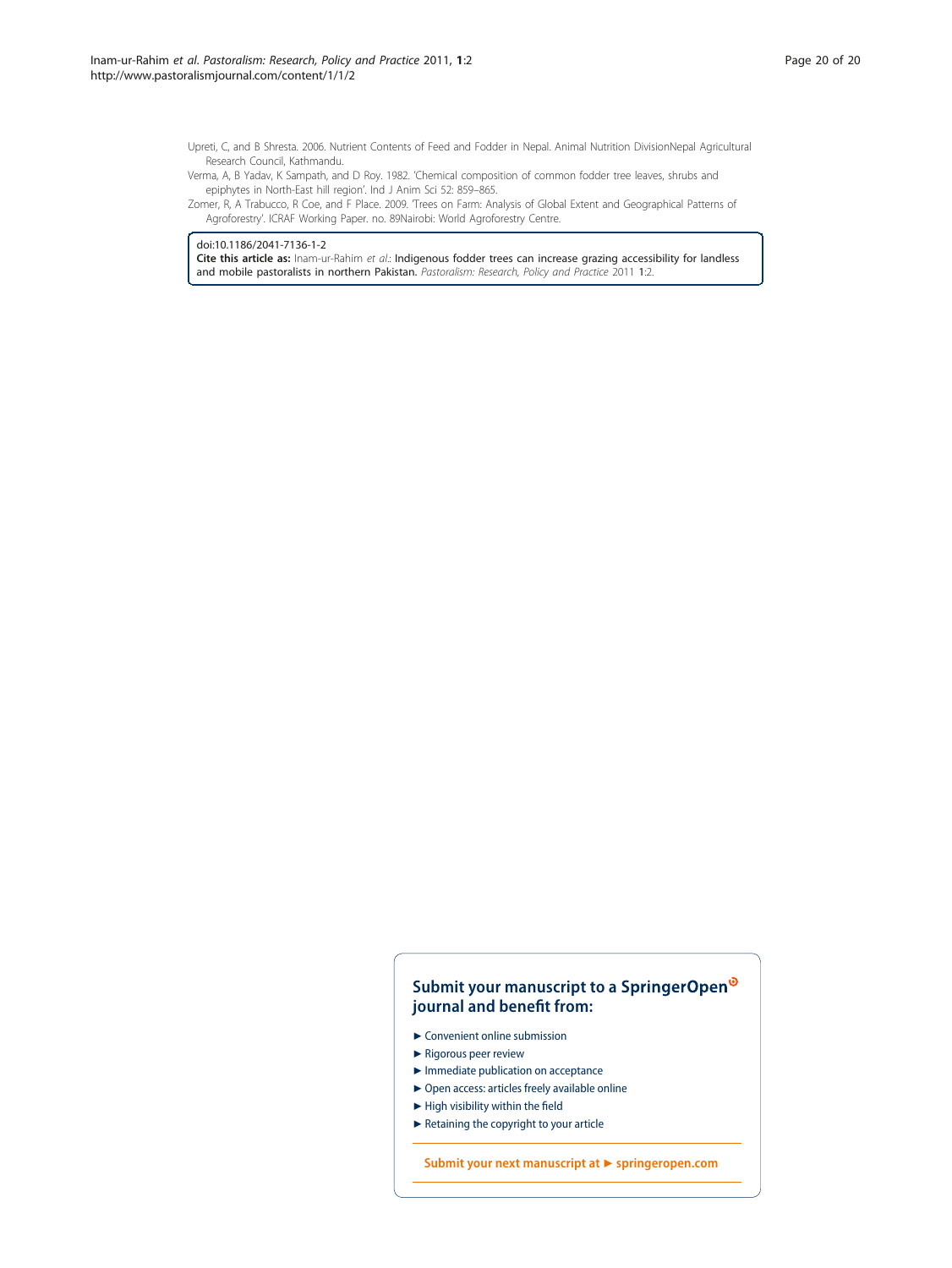Upreti, C, and B Shresta. 2006. Nutrient Contents of Feed and Fodder in Nepal. Animal Nutrition DivisionNepal Agricultural Research Council, Kathmandu.

Verma, A, B Yadav, K Sampath, and D Roy. 1982. 'Chemical composition of common fodder tree leaves, shrubs and epiphytes in North-East hill region'. Ind J Anim Sci 52: 859–865.

Zomer, R, A Trabucco, R Coe, and F Place. 2009. 'Trees on Farm: Analysis of Global Extent and Geographical Patterns of Agroforestry'. ICRAF Working Paper. no. 89Nairobi: World Agroforestry Centre.

doi:10.1186/2041-7136-1-2

**Cite this article as:** Inam-ur-Rahim *et al.*: Indigenous fodder trees can increase grazing accessibility for landless and mobile pastoralists in northern Pakistan. *Pastoralism: Research, Policy and Practice* 2011 **1**:2.

**Submit your manuscript to a SpringerOpen journal and benefit from:**

- ► Convenient online submission
- ► Rigorous peer review
- ► Immediate publication on acceptance
- ► Open access: articles freely available online
- ► High visibility within the field
- ► Retaining the copyright to your article

**Submit your next manuscript at ► springeropen.com**